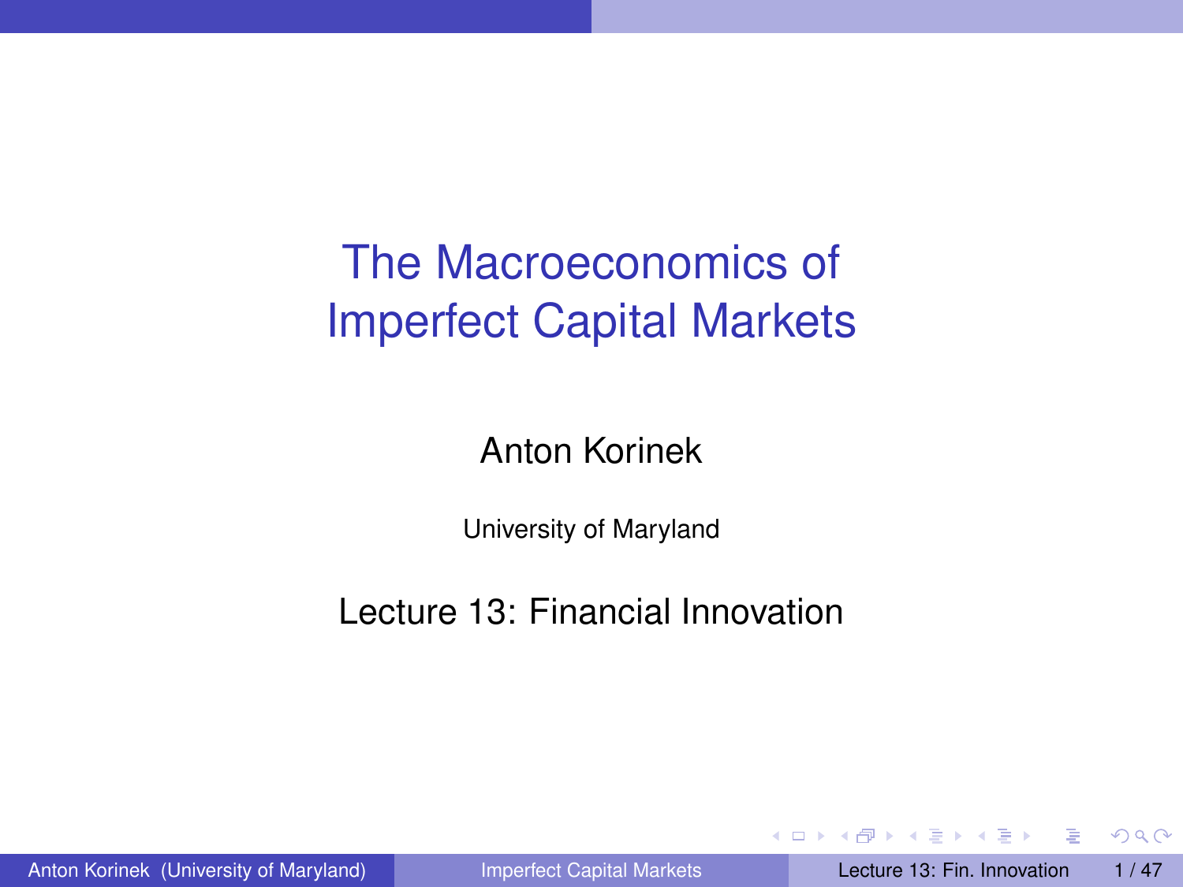# The Macroeconomics of Imperfect Capital Markets

Anton Korinek

University of Maryland

Lecture 13: Financial Innovation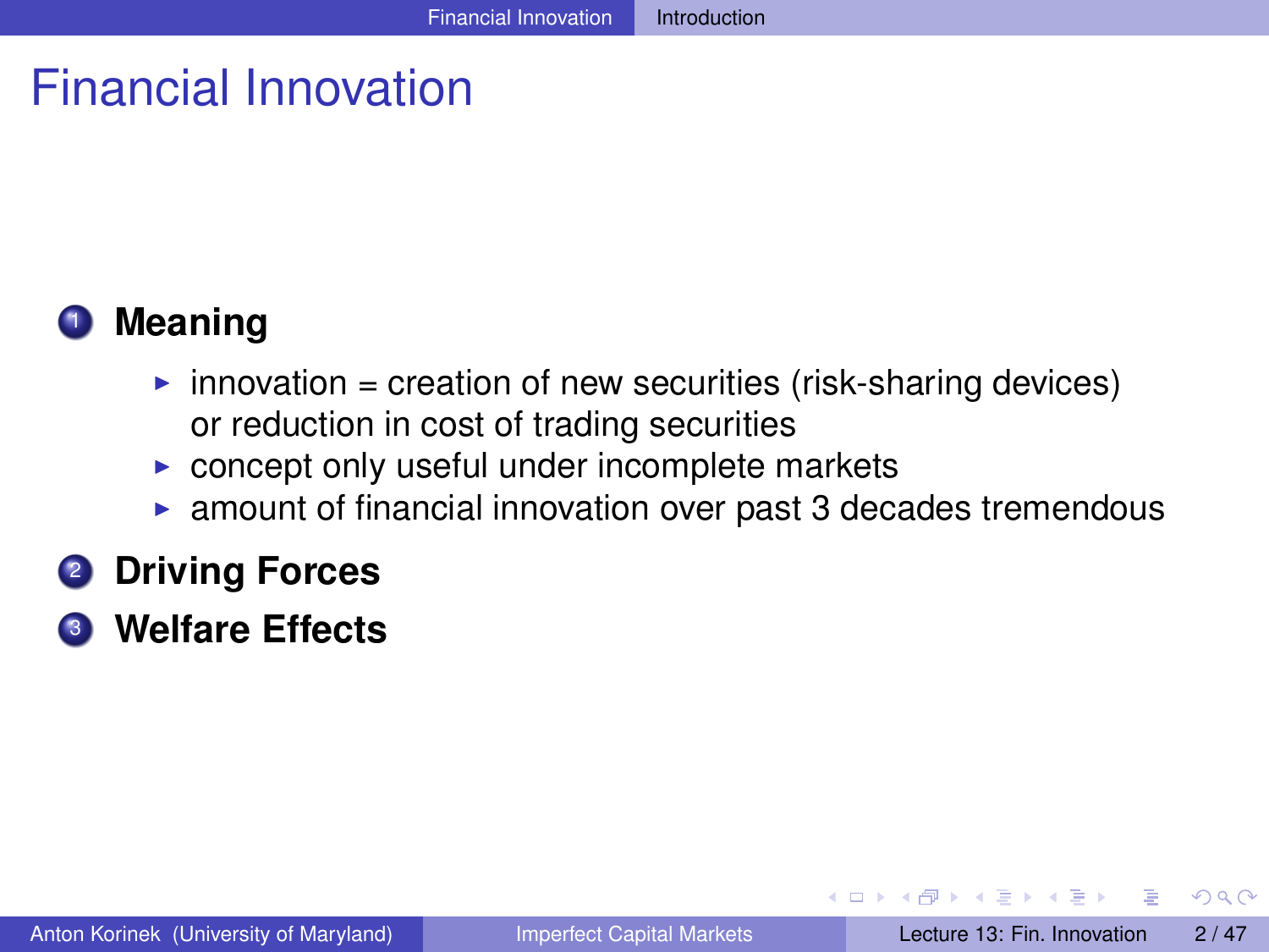# Financial Innovation

1. **Meaning**
   - innovation = creation of new securities (risk-sharing devices) or reduction in cost of trading securities
   - concept only useful under incomplete markets
   - amount of financial innovation over past 3 decades tremendous
2. **Driving Forces**
3. **Welfare Effects**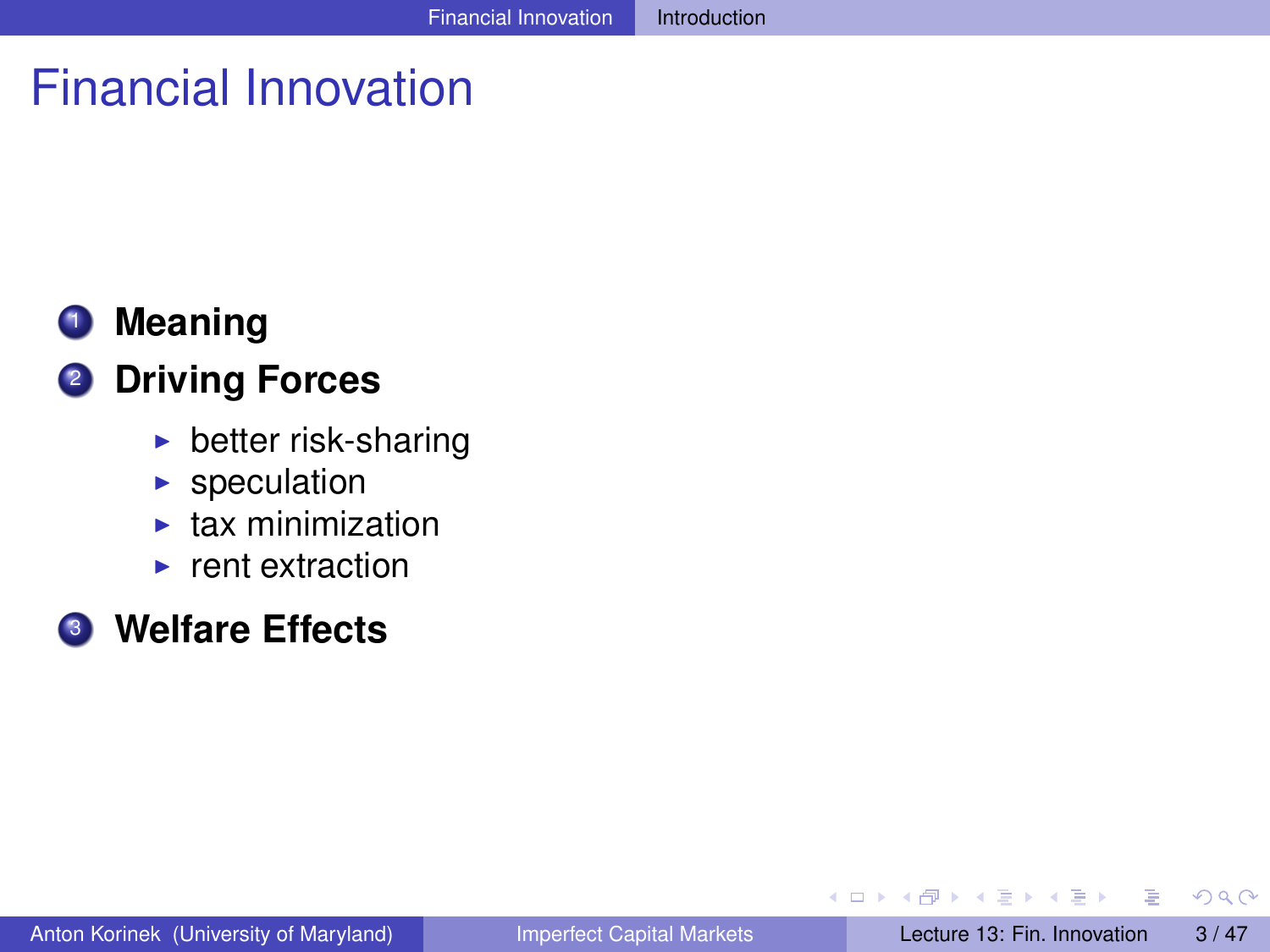# Financial Innovation

1. **Meaning**
2. **Driving Forces**
   - better risk-sharing
   - speculation
   - tax minimization
   - rent extraction
3. **Welfare Effects**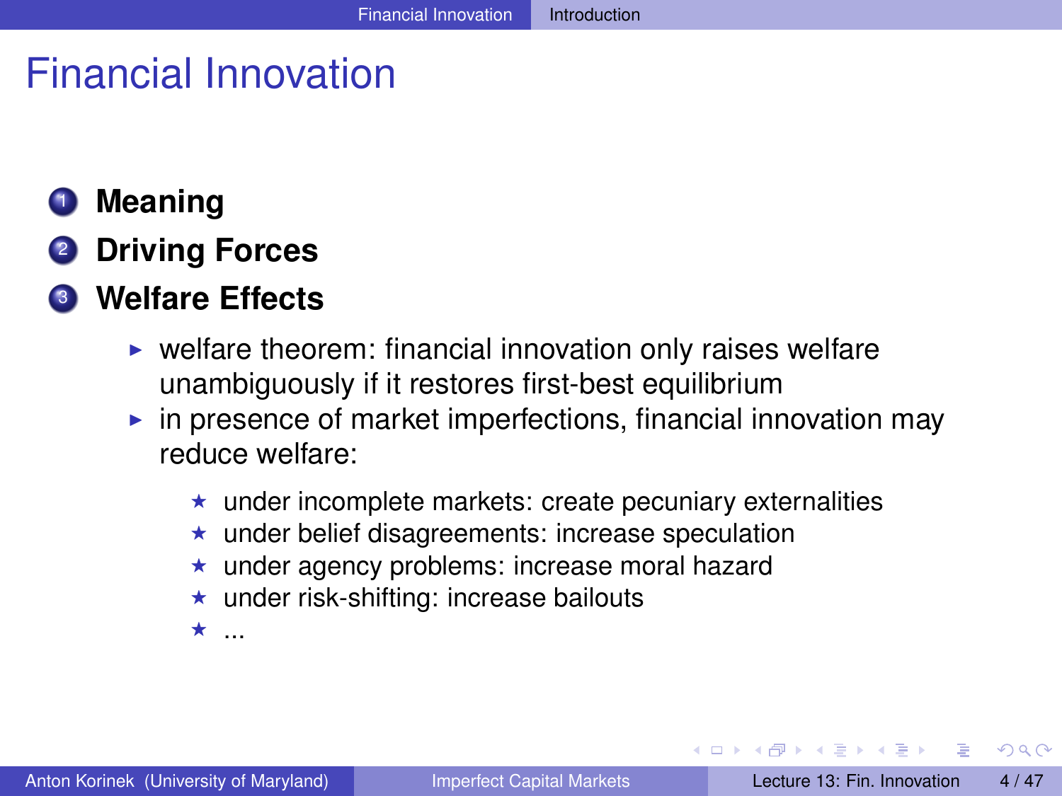# Financial Innovation

1. **Meaning**
2. **Driving Forces**
3. **Welfare Effects**
   - welfare theorem: financial innovation only raises welfare unambiguously if it restores first-best equilibrium
   - in presence of market imperfections, financial innovation may reduce welfare:
     - under incomplete markets: create pecuniary externalities
     - under belief disagreements: increase speculation
     - under agency problems: increase moral hazard
     - under risk-shifting: increase bailouts
     - ...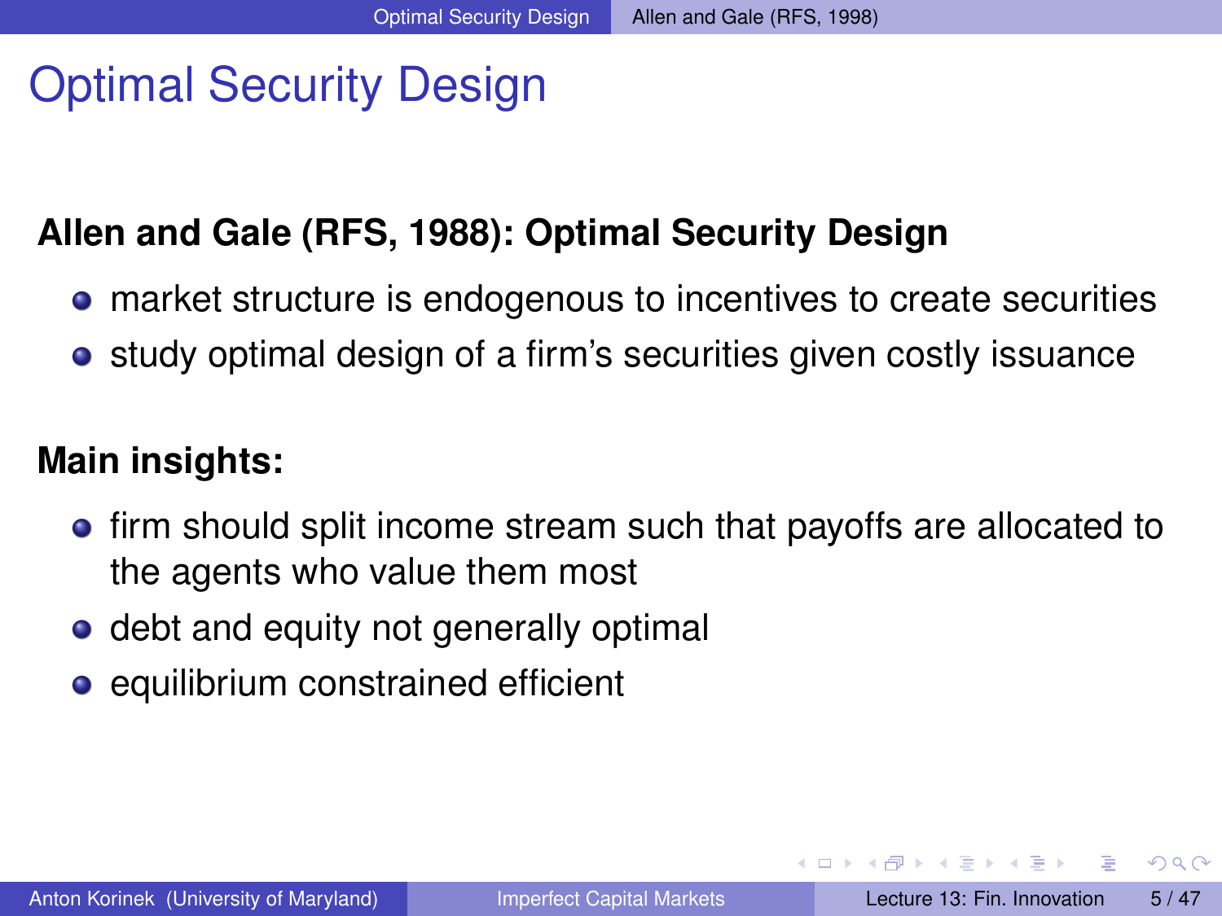# Optimal Security Design

**Allen and Gale (RFS, 1988): Optimal Security Design**

- market structure is endogenous to incentives to create securities
- study optimal design of a firm's securities given costly issuance

**Main insights:**

- firm should split income stream such that payoffs are allocated to the agents who value them most
- debt and equity not generally optimal
- equilibrium constrained efficient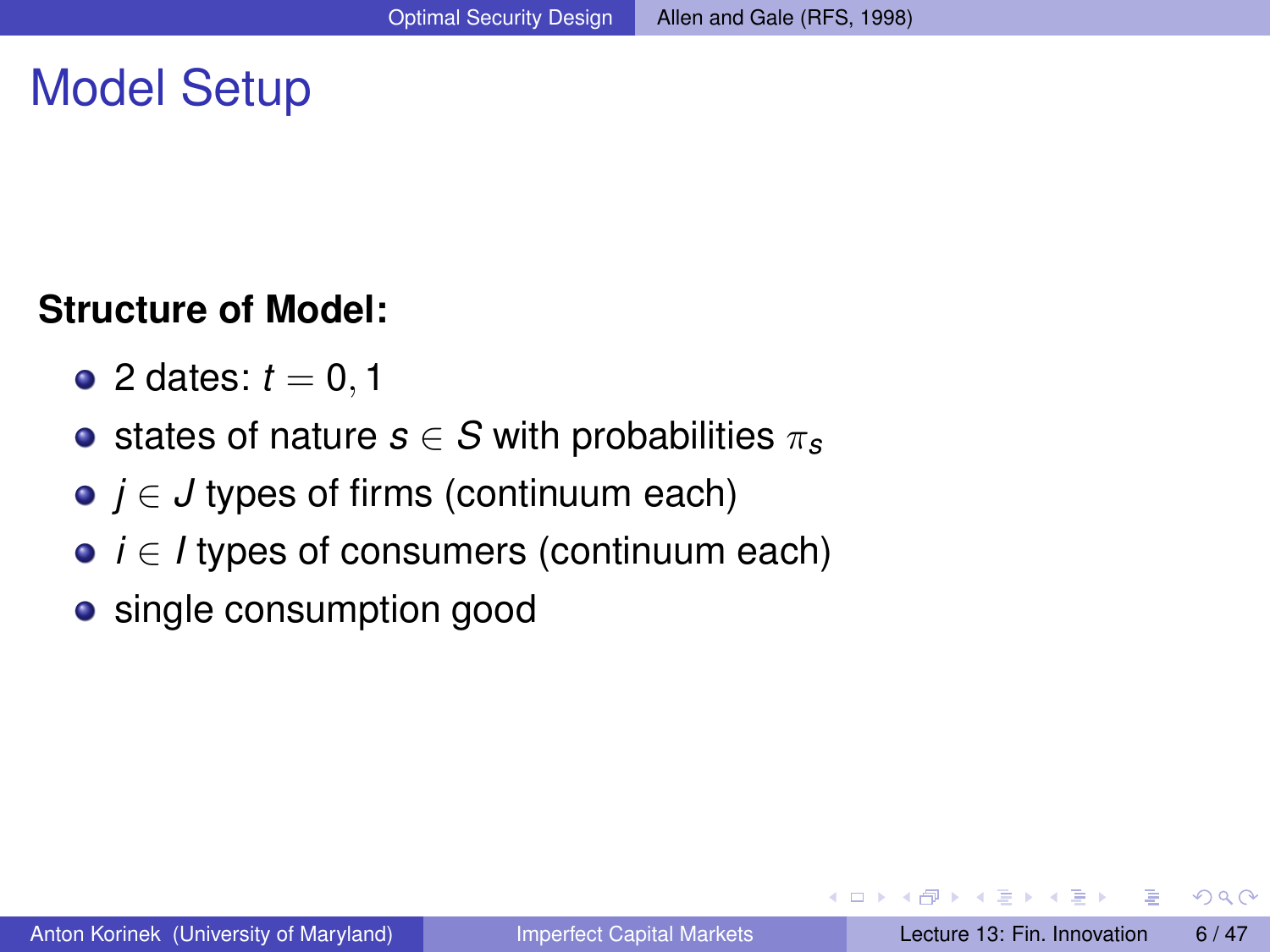# Model Setup

**Structure of Model:**

- 2 dates: $t = 0, 1$
- states of nature $s \in S$ with probabilities $\pi_s$
- $j \in J$ types of firms (continuum each)
- $i \in I$ types of consumers (continuum each)
- single consumption good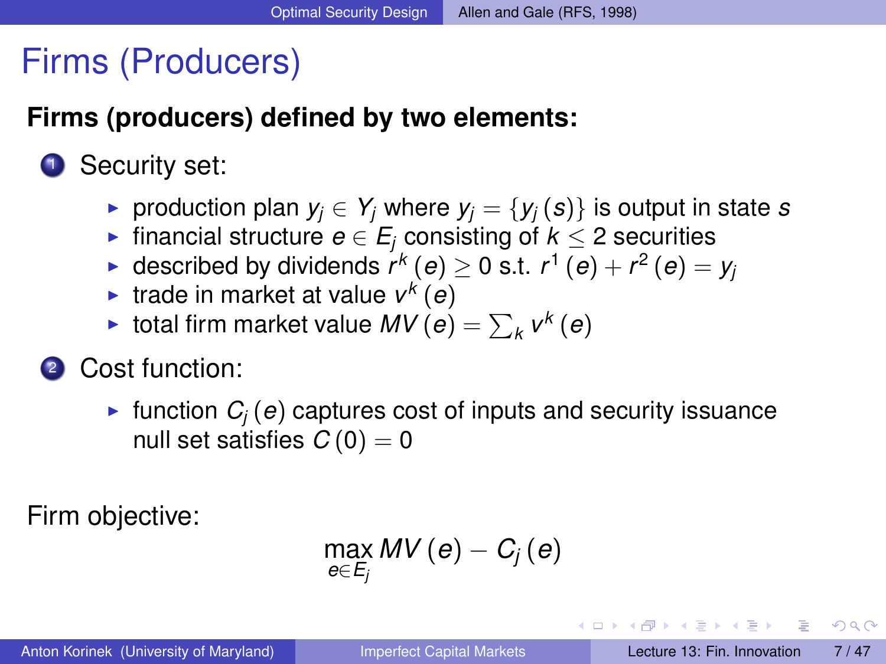# Firms (Producers)

**Firms (producers) defined by two elements:**

1. Security set:
   - production plan $y_j \in Y_j$ where $y_j = \{y_j(s)\}$ is output in state $s$
   - financial structure $e \in E_j$ consisting of $k \leq 2$ securities
   - described by dividends $r^k(e) \geq 0$ s.t. $r^1(e) + r^2(e) = y_j$
   - trade in market at value $v^k(e)$
   - total firm market value $MV(e) = \sum_k v^k(e)$
2. Cost function:
   - function $C_j(e)$ captures cost of inputs and security issuance null set satisfies $C(0) = 0$

Firm objective:

$$\max_{e \in E_j} MV(e) - C_j(e)$$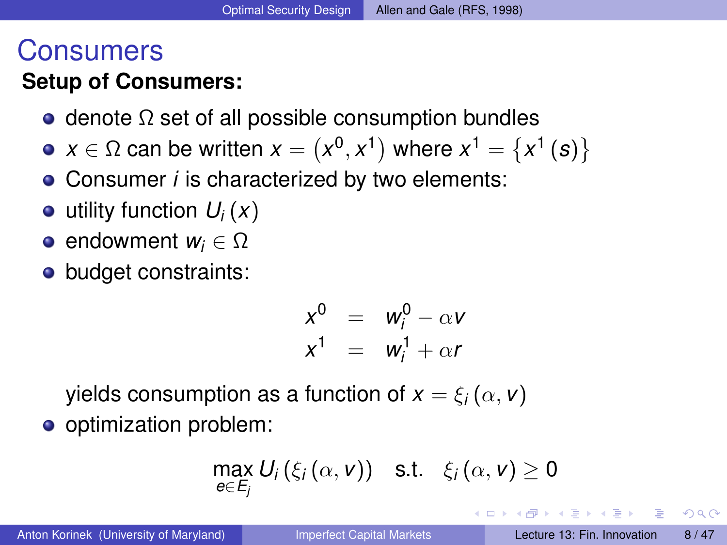# Consumers

**Setup of Consumers:**

- denote $\Omega$ set of all possible consumption bundles
- $x \in \Omega$ can be written $x = \left(x^0, x^1\right)$ where $x^1 = \left\{x^1\left(s\right)\right\}$
- Consumer $i$ is characterized by two elements:
- utility function $U_i\left(x\right)$
- endowment $w_i \in \Omega$
- budget constraints:

$$
\begin{aligned}
x^0 &= w_i^0 - \alpha v \\
x^1 &= w_i^1 + \alpha r
\end{aligned}
$$

  yields consumption as a function of $x = \xi_i\left(\alpha, v\right)$

- optimization problem:

$$
\max_{e \in E_j} U_i\left(\xi_i\left(\alpha, v\right)\right) \quad \text{s.t.} \quad \xi_i\left(\alpha, v\right) \geq 0
$$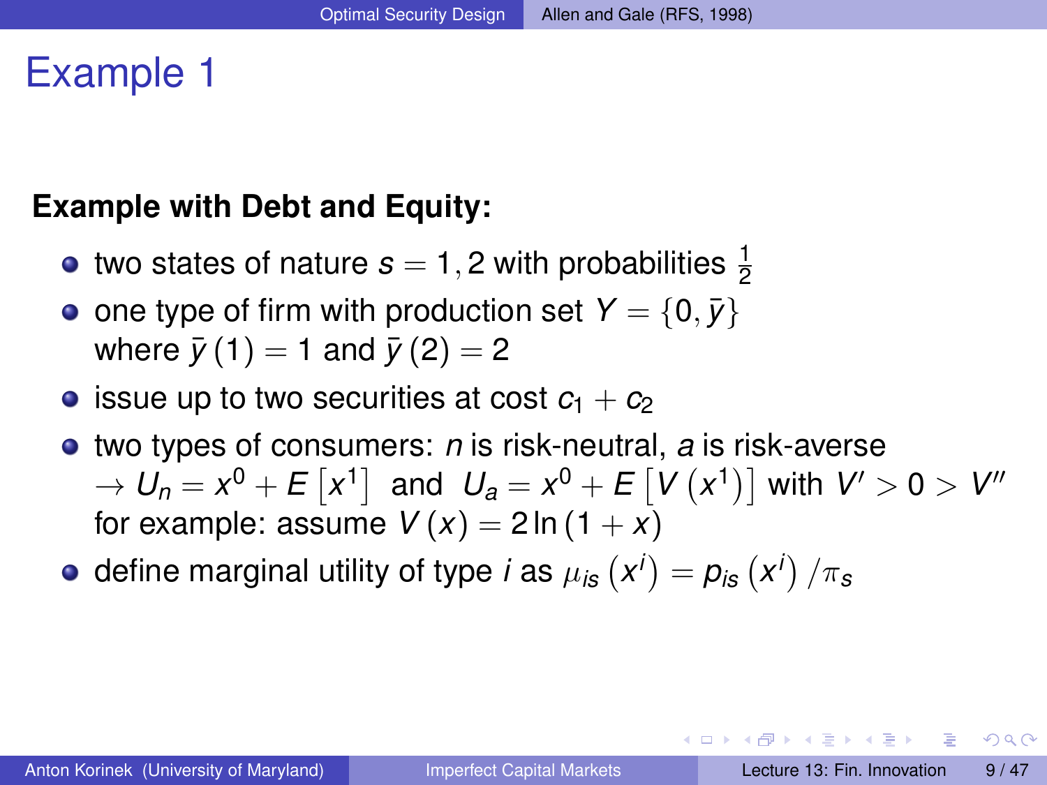# Example 1

**Example with Debt and Equity:**

- two states of nature $s = 1, 2$ with probabilities $\frac{1}{2}$
- one type of firm with production set $Y = \{0, \bar{y}\}$ where $\bar{y}(1) = 1$ and $\bar{y}(2) = 2$
- issue up to two securities at cost $c_1 + c_2$
- two types of consumers: $n$ is risk-neutral, $a$ is risk-averse $\rightarrow U_n = x^0 + E\left[x^1\right]$ and $U_a = x^0 + E\left[V\left(x^1\right)\right]$ with $V' > 0 > V''$ for example: assume $V(x) = 2\ln(1 + x)$
- define marginal utility of type $i$ as $\mu_{is}\left(x^i\right) = p_{is}\left(x^i\right)/\pi_s$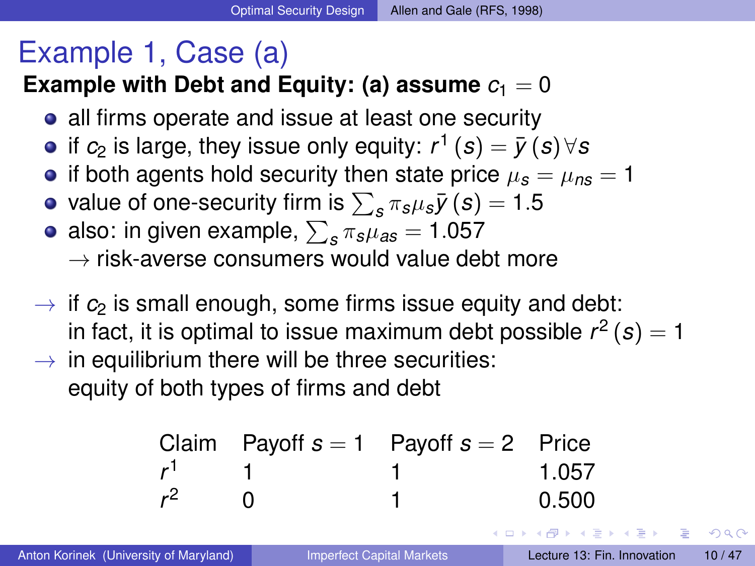# Example 1, Case (a)

**Example with Debt and Equity: (a) assume $c_1 = 0$**

- all firms operate and issue at least one security
- if $c_2$ is large, they issue only equity: $r^1(s) = \bar{y}(s) \forall s$
- if both agents hold security then state price $\mu_s = \mu_{ns} = 1$
- value of one-security firm is $\sum_s \pi_s \mu_s \bar{y}(s) = 1.5$
- also: in given example, $\sum_s \pi_s \mu_{as} = 1.057$
  $\rightarrow$ risk-averse consumers would value debt more

$\rightarrow$ if $c_2$ is small enough, some firms issue equity and debt: in fact, it is optimal to issue maximum debt possible $r^2(s) = 1$

$\rightarrow$ in equilibrium there will be three securities: equity of both types of firms and debt

| Claim | Payoff $s = 1$ | Payoff $s = 2$ | Price |
|---|---|---|---|
| $r^1$ | 1 | 1 | 1.057 |
| $r^2$ | 0 | 1 | 0.500 |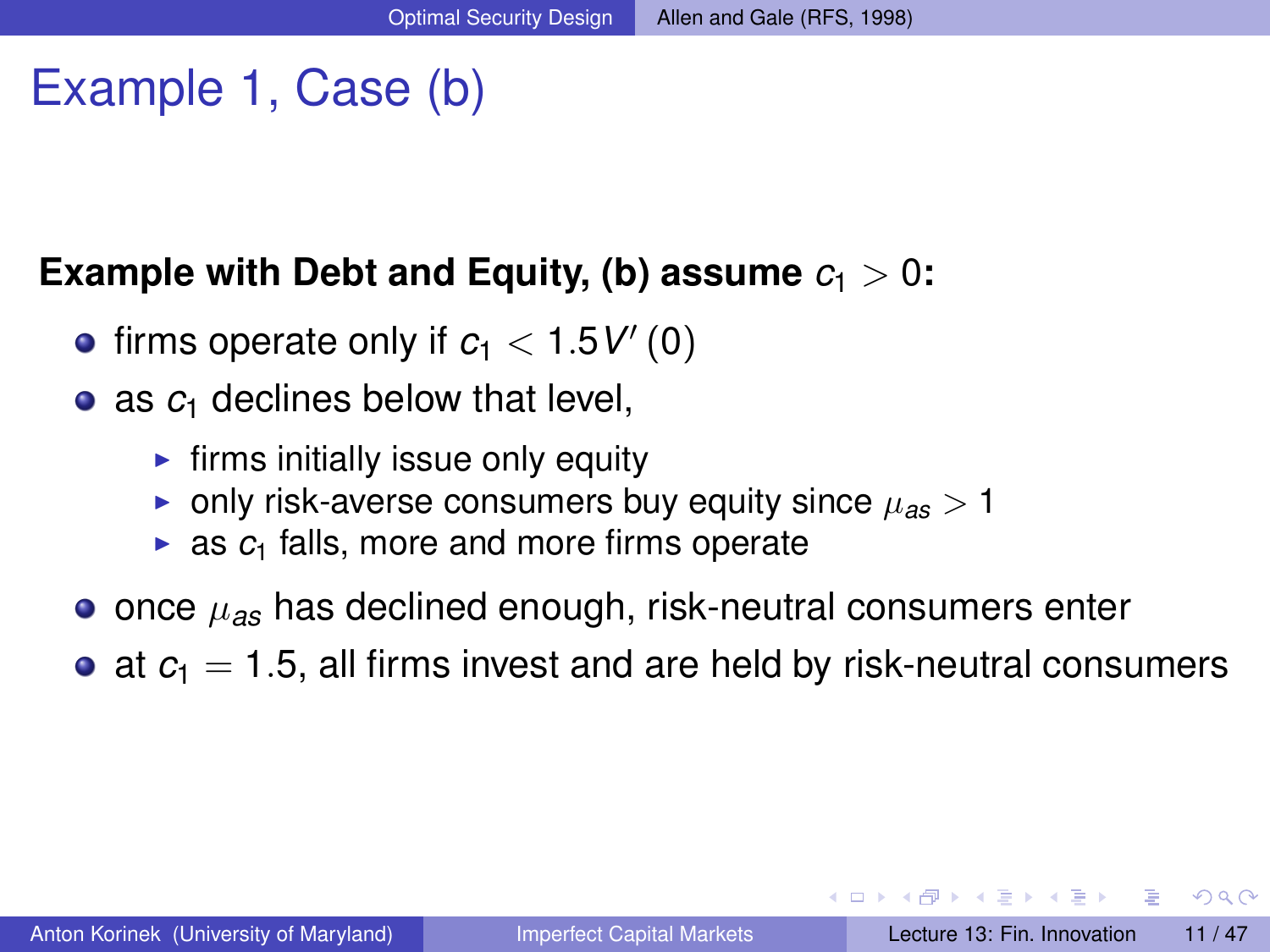# Example 1, Case (b)

**Example with Debt and Equity, (b) assume $c_1 > 0$:**

- firms operate only if $c_1 < 1.5V'(0)$
- as $c_1$ declines below that level,
  - firms initially issue only equity
  - only risk-averse consumers buy equity since $\mu_{as} > 1$
  - as $c_1$ falls, more and more firms operate
- once $\mu_{as}$ has declined enough, risk-neutral consumers enter
- at $c_1 = 1.5$, all firms invest and are held by risk-neutral consumers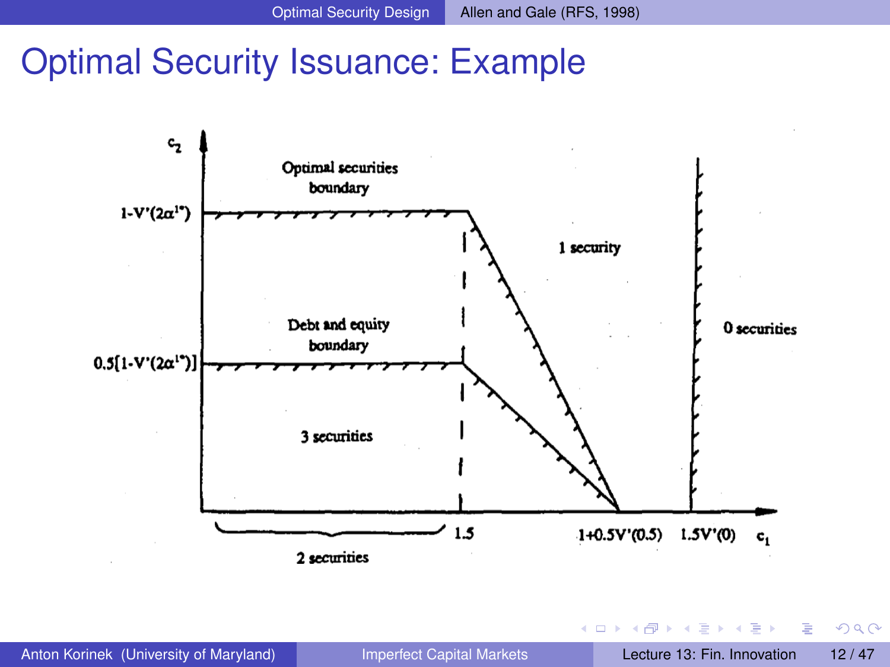# Optimal Security Issuance: Example

$c_2$

Optimal securities boundary

$1\text{-}V'(2\alpha^{1*})$

1 security

Debt and equity boundary

$0.5[1\text{-}V'(2\alpha^{1*})]$

0 securities

3 securities

1.5

$1\text{+}0.5V'(0.5)$

$1.5V'(0)$

$c_1$

2 securities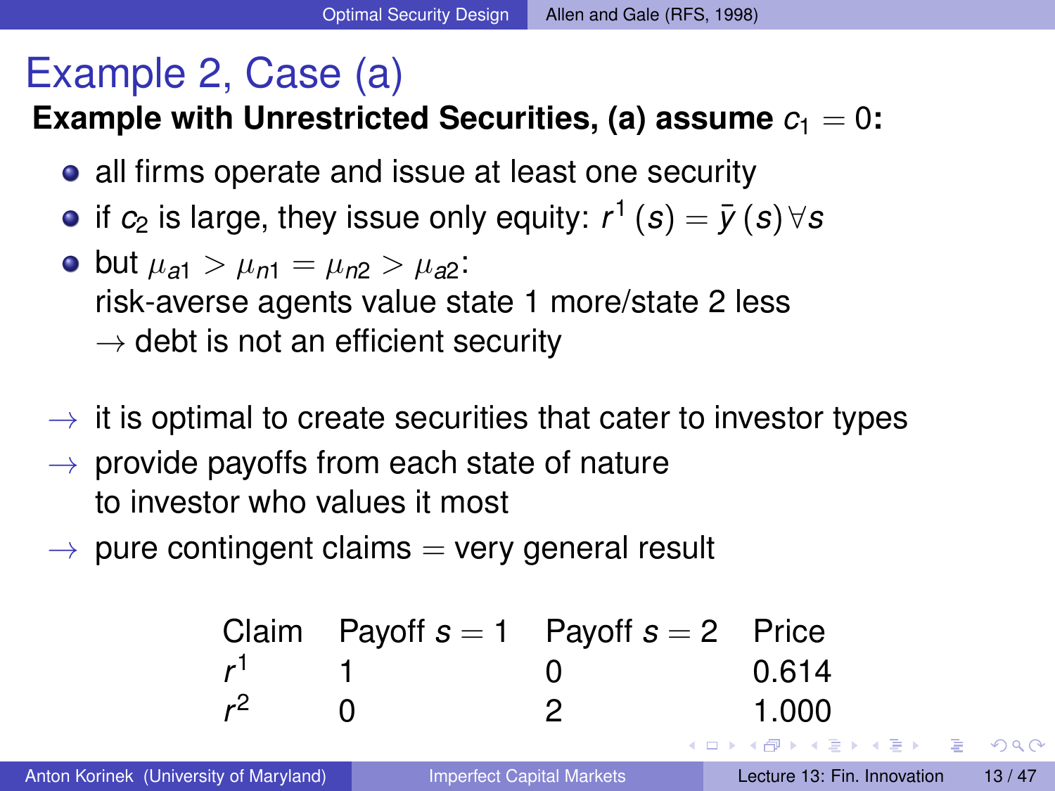# Example 2, Case (a)

**Example with Unrestricted Securities, (a) assume $c_1 = 0$:**

- all firms operate and issue at least one security
- if $c_2$ is large, they issue only equity: $r^1(s) = \bar{y}(s) \, \forall s$
- but $\mu_{a1} > \mu_{n1} = \mu_{n2} > \mu_{a2}$:
  risk-averse agents value state 1 more/state 2 less
  $\rightarrow$ debt is not an efficient security

$\rightarrow$ it is optimal to create securities that cater to investor types

$\rightarrow$ provide payoffs from each state of nature to investor who values it most

$\rightarrow$ pure contingent claims = very general result

| Claim | Payoff $s = 1$ | Payoff $s = 2$ | Price |
|---|---|---|---|
| $r^1$ | 1 | 0 | 0.614 |
| $r^2$ | 0 | 2 | 1.000 |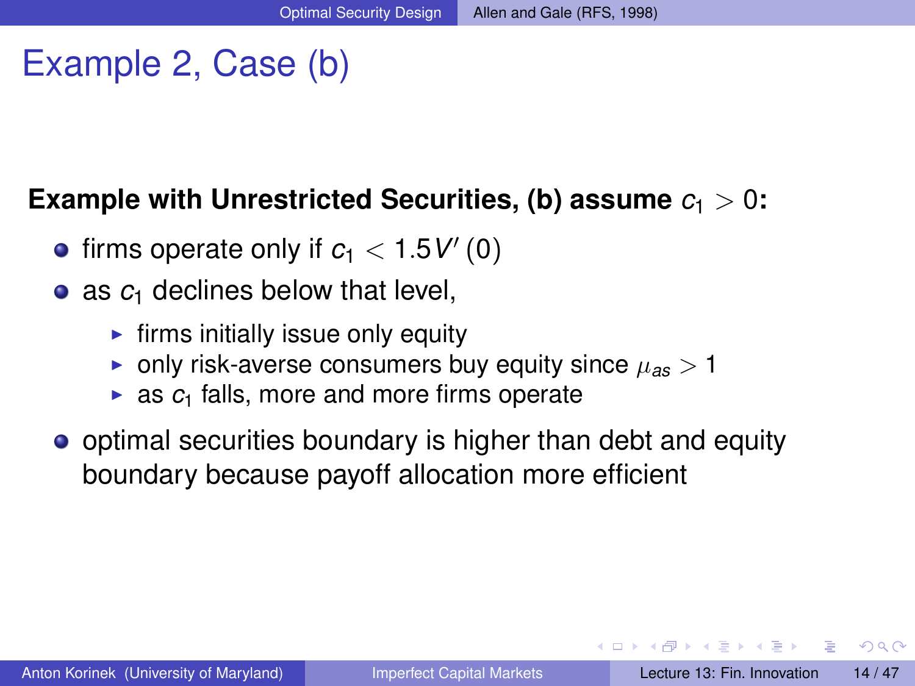# Example 2, Case (b)

**Example with Unrestricted Securities, (b) assume $c_1 > 0$:**

- firms operate only if $c_1 < 1.5V'(0)$
- as $c_1$ declines below that level,
  - firms initially issue only equity
  - only risk-averse consumers buy equity since $\mu_{as} > 1$
  - as $c_1$ falls, more and more firms operate
- optimal securities boundary is higher than debt and equity boundary because payoff allocation more efficient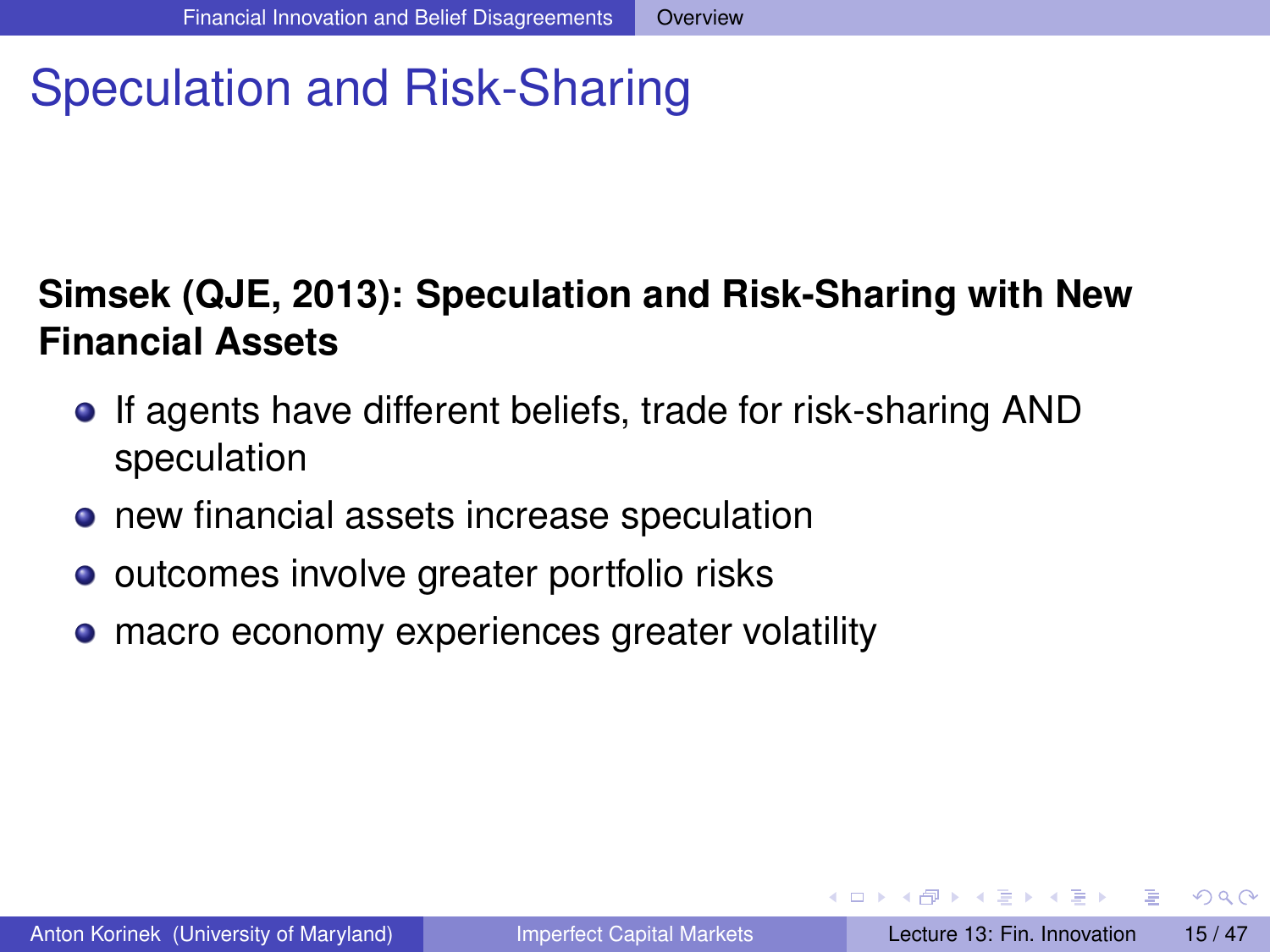# Speculation and Risk-Sharing

**Simsek (QJE, 2013): Speculation and Risk-Sharing with New Financial Assets**

- If agents have different beliefs, trade for risk-sharing AND speculation
- new financial assets increase speculation
- outcomes involve greater portfolio risks
- macro economy experiences greater volatility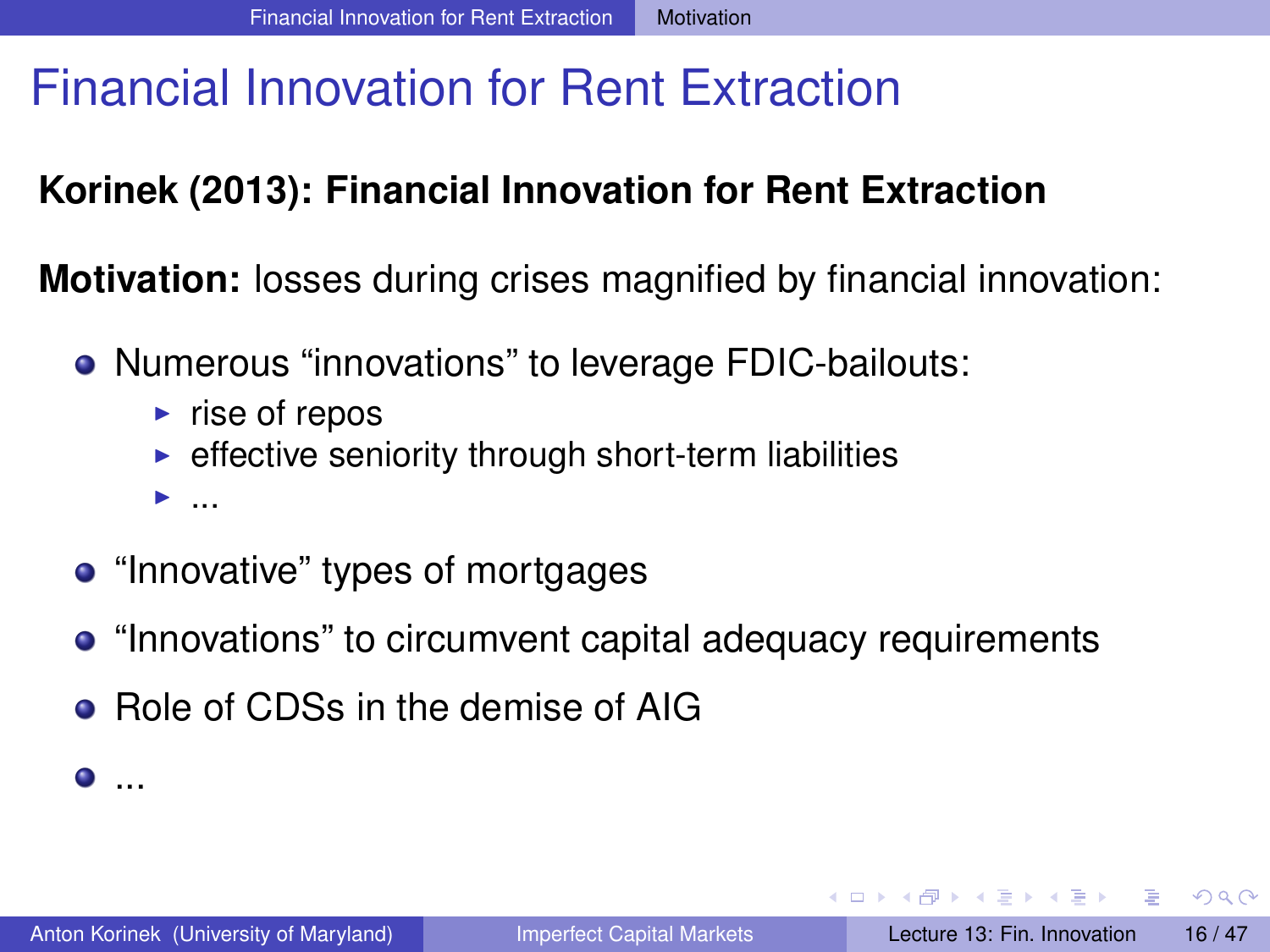# Financial Innovation for Rent Extraction

**Korinek (2013): Financial Innovation for Rent Extraction**

**Motivation:** losses during crises magnified by financial innovation:

- Numerous “innovations” to leverage FDIC-bailouts:
  - rise of repos
  - effective seniority through short-term liabilities
  - ...
- “Innovative” types of mortgages
- “Innovations” to circumvent capital adequacy requirements
- Role of CDSs in the demise of AIG
- ...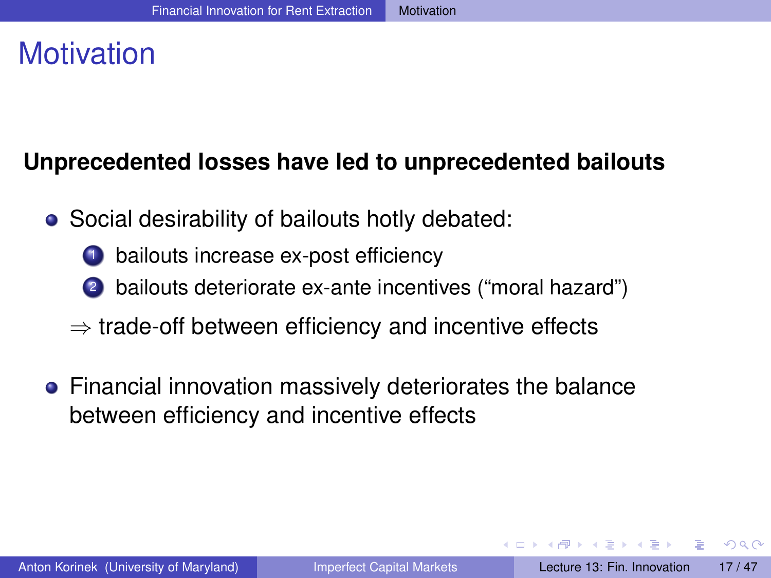# Motivation

**Unprecedented losses have led to unprecedented bailouts**

- Social desirability of bailouts hotly debated:
  1. bailouts increase ex-post efficiency
  2. bailouts deteriorate ex-ante incentives (“moral hazard”)

  $\Rightarrow$ trade-off between efficiency and incentive effects

- Financial innovation massively deteriorates the balance between efficiency and incentive effects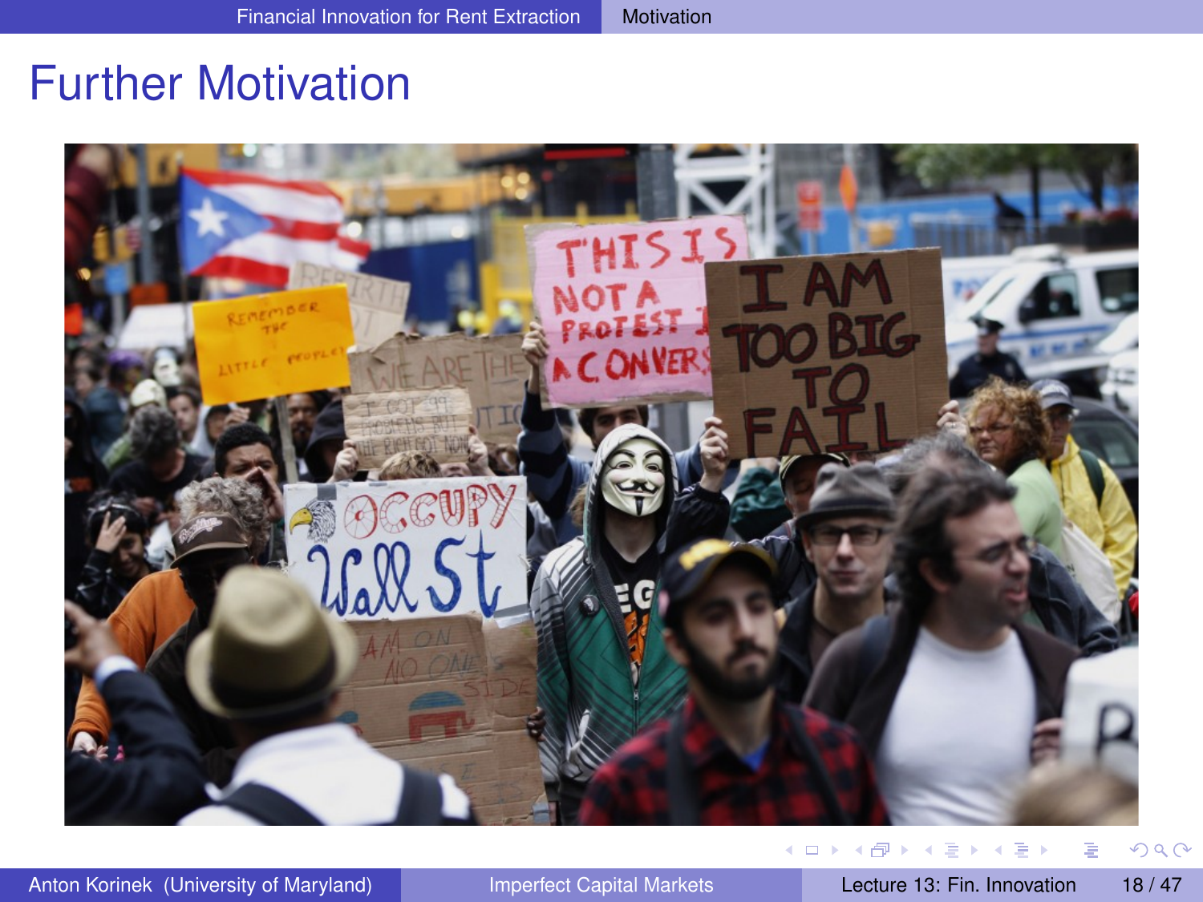# Further Motivation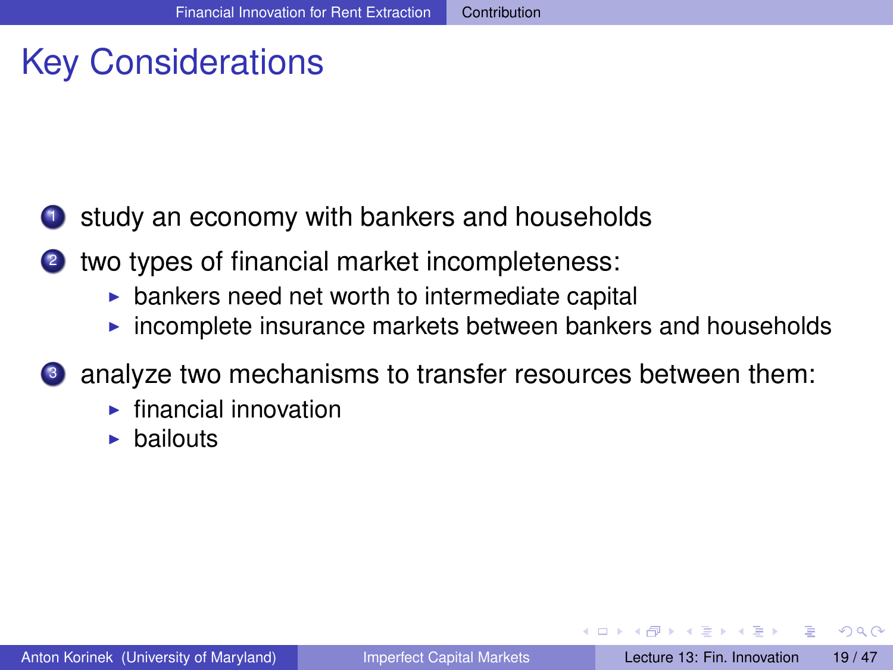# Key Considerations

1. study an economy with bankers and households
2. two types of financial market incompleteness:
   - bankers need net worth to intermediate capital
   - incomplete insurance markets between bankers and households
3. analyze two mechanisms to transfer resources between them:
   - financial innovation
   - bailouts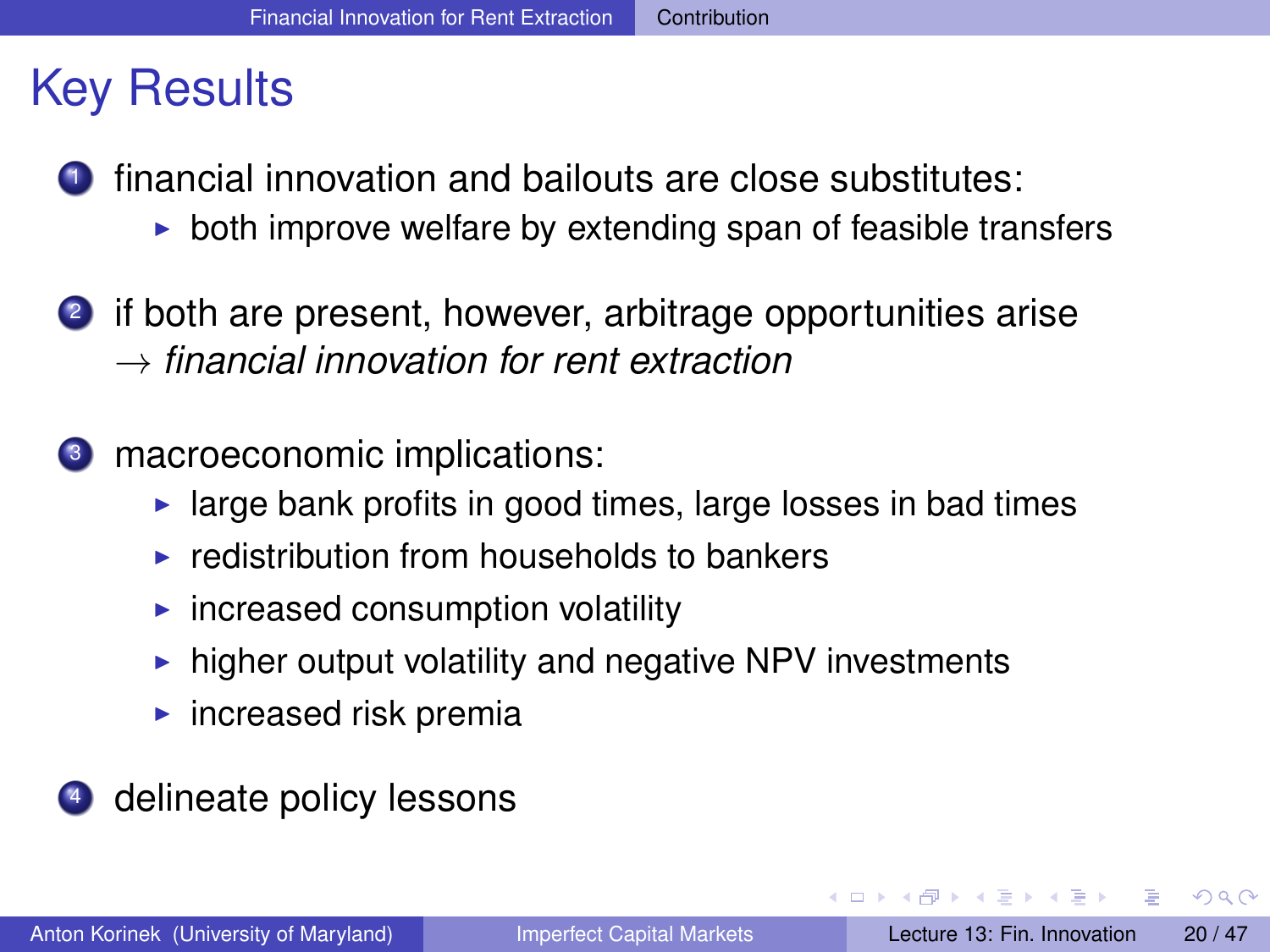# Key Results

1. financial innovation and bailouts are close substitutes:
   - both improve welfare by extending span of feasible transfers

2. if both are present, however, arbitrage opportunities arise
   $\rightarrow$ *financial innovation for rent extraction*

3. macroeconomic implications:
   - large bank profits in good times, large losses in bad times
   - redistribution from households to bankers
   - increased consumption volatility
   - higher output volatility and negative NPV investments
   - increased risk premia

4. delineate policy lessons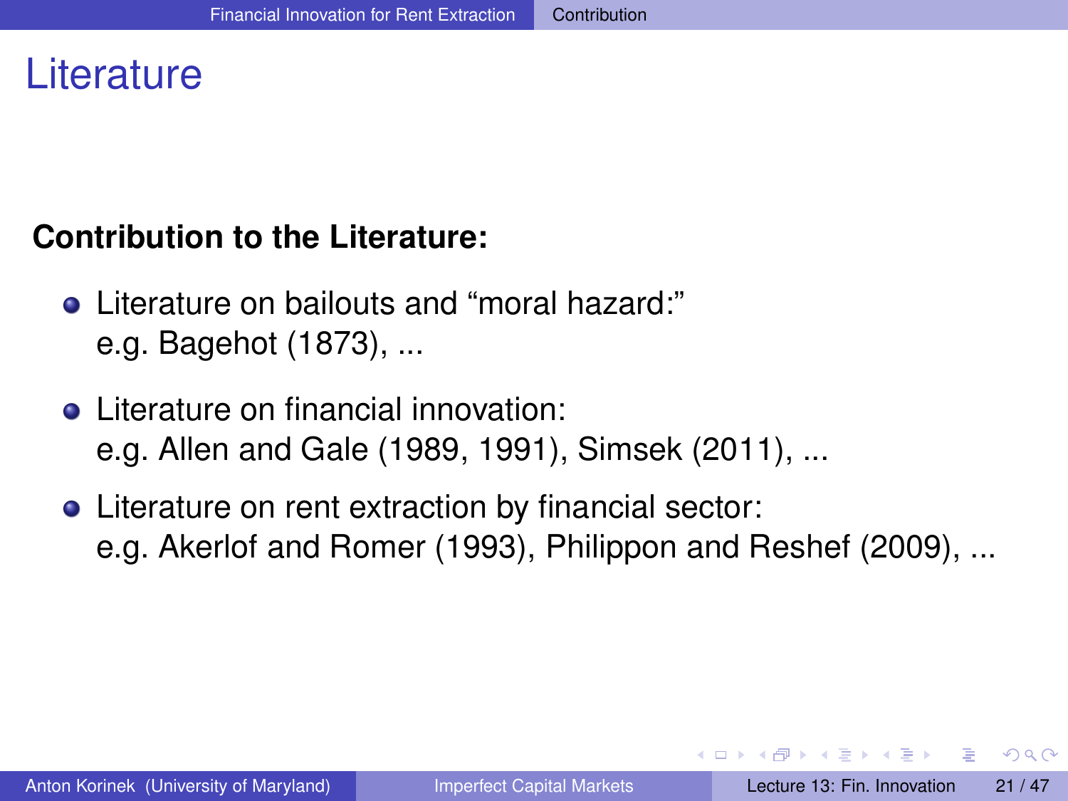# Literature

**Contribution to the Literature:**

- Literature on bailouts and "moral hazard:"
  e.g. Bagehot (1873), ...
- Literature on financial innovation:
  e.g. Allen and Gale (1989, 1991), Simsek (2011), ...
- Literature on rent extraction by financial sector:
  e.g. Akerlof and Romer (1993), Philippon and Reshef (2009), ...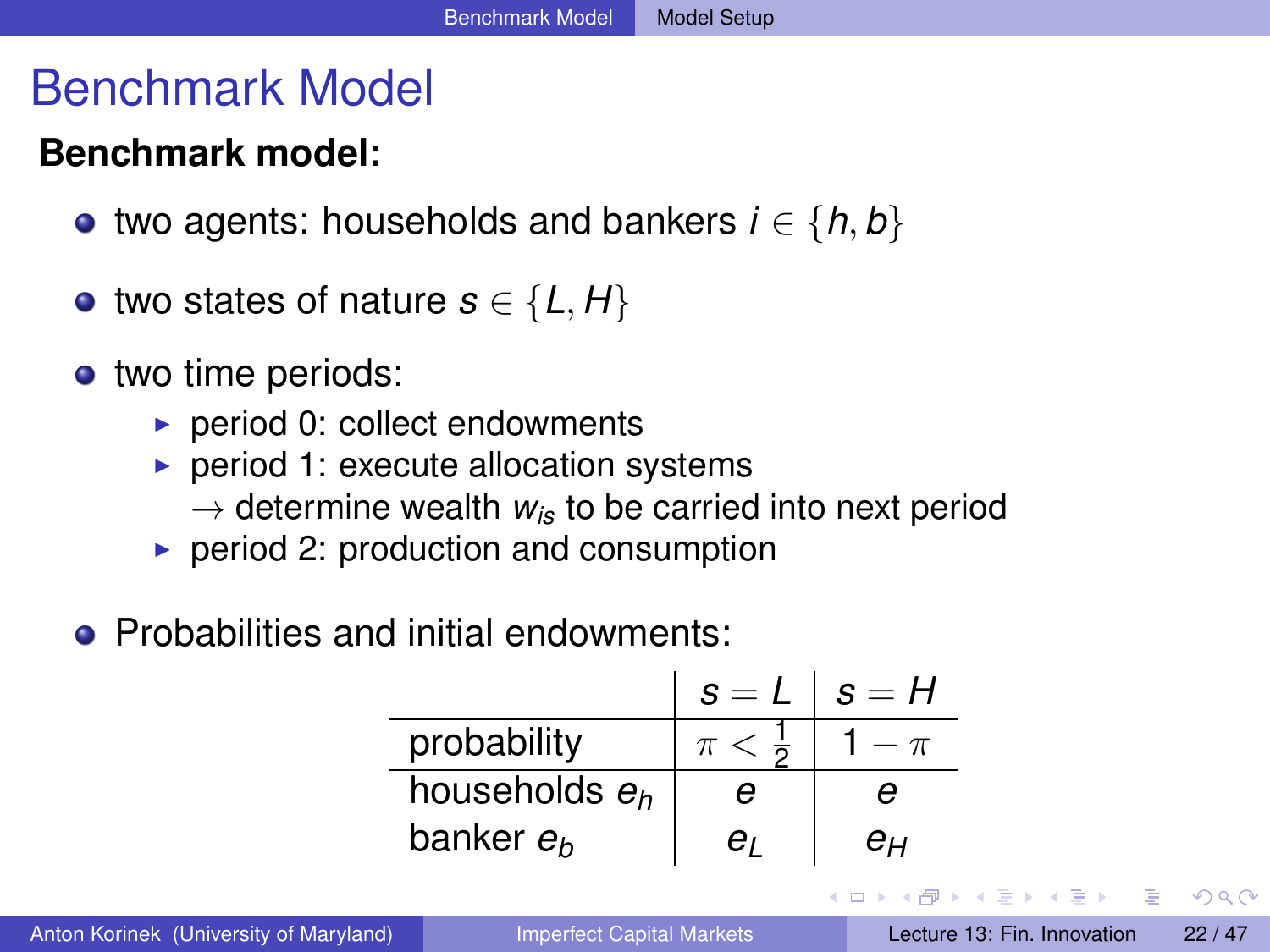# Benchmark Model

**Benchmark model:**

- two agents: households and bankers $i \in \{h, b\}$
- two states of nature $s \in \{L, H\}$
- two time periods:
  - period 0: collect endowments
  - period 1: execute allocation systems
    $\rightarrow$ determine wealth $w_{is}$ to be carried into next period
  - period 2: production and consumption
- Probabilities and initial endowments:

| | $s = L$ | $s = H$ |
|---|---|---|
| probability | $\pi < \frac{1}{2}$ | $1 - \pi$ |
| households $e_h$ | $e$ | $e$ |
| banker $e_b$ | $e_L$ | $e_H$ |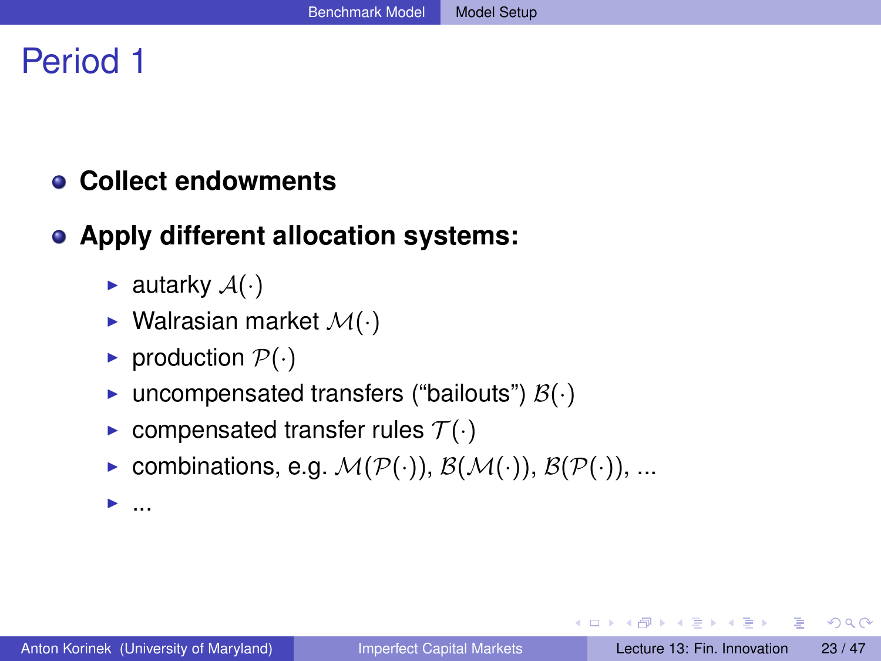# Period 1

- **Collect endowments**
- **Apply different allocation systems:**
  - autarky $\mathcal{A}(\cdot)$
  - Walrasian market $\mathcal{M}(\cdot)$
  - production $\mathcal{P}(\cdot)$
  - uncompensated transfers ("bailouts") $\mathcal{B}(\cdot)$
  - compensated transfer rules $\mathcal{T}(\cdot)$
  - combinations, e.g. $\mathcal{M}(\mathcal{P}(\cdot))$, $\mathcal{B}(\mathcal{M}(\cdot))$, $\mathcal{B}(\mathcal{P}(\cdot))$, ...
  - ...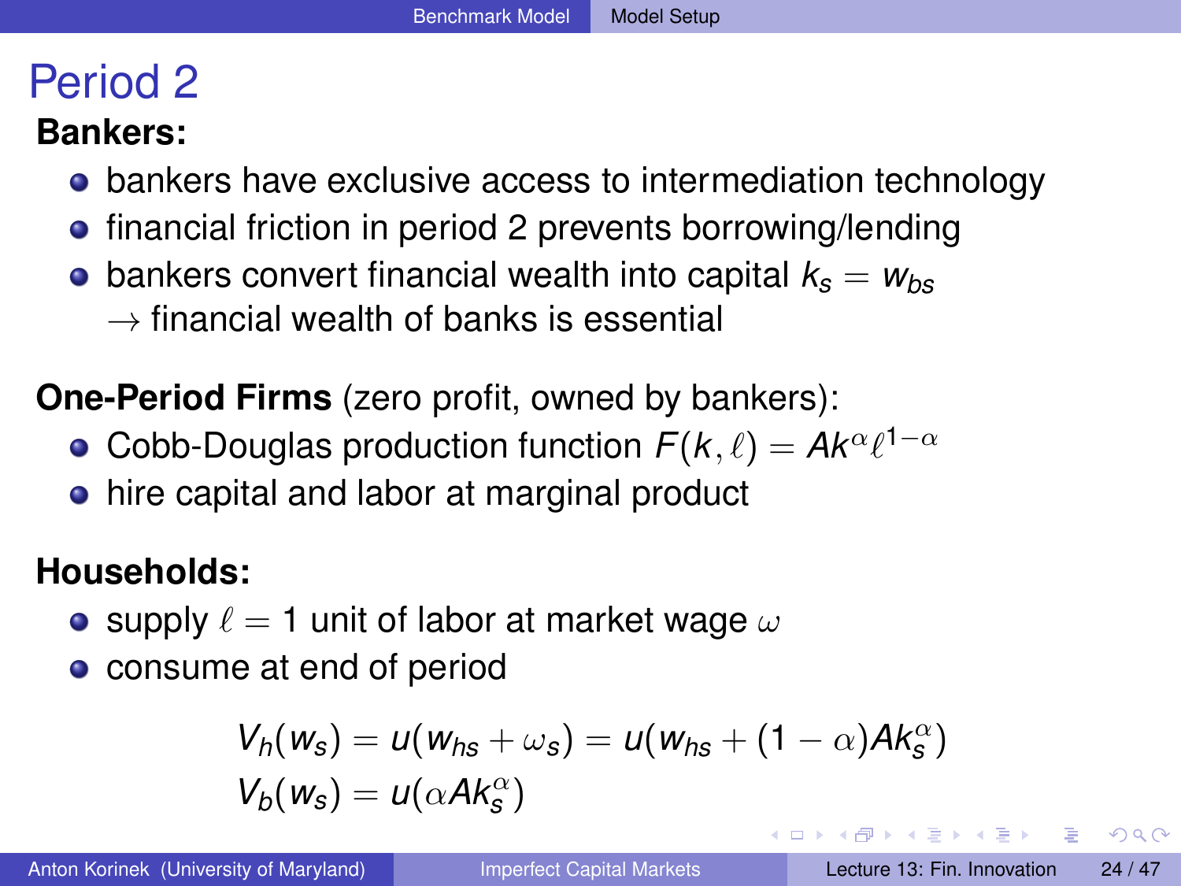# Period 2

**Bankers:**

- bankers have exclusive access to intermediation technology
- financial friction in period 2 prevents borrowing/lending
- bankers convert financial wealth into capital $k_s = w_{bs}$
  $\rightarrow$ financial wealth of banks is essential

**One-Period Firms** (zero profit, owned by bankers):

- Cobb-Douglas production function $F(k, \ell) = Ak^\alpha \ell^{1-\alpha}$
- hire capital and labor at marginal product

**Households:**

- supply $\ell = 1$ unit of labor at market wage $\omega$
- consume at end of period

$$V_h(w_s) = u(w_{hs} + \omega_s) = u(w_{hs} + (1 - \alpha)Ak_s^\alpha)$$

$$V_b(w_s) = u(\alpha A k_s^\alpha)$$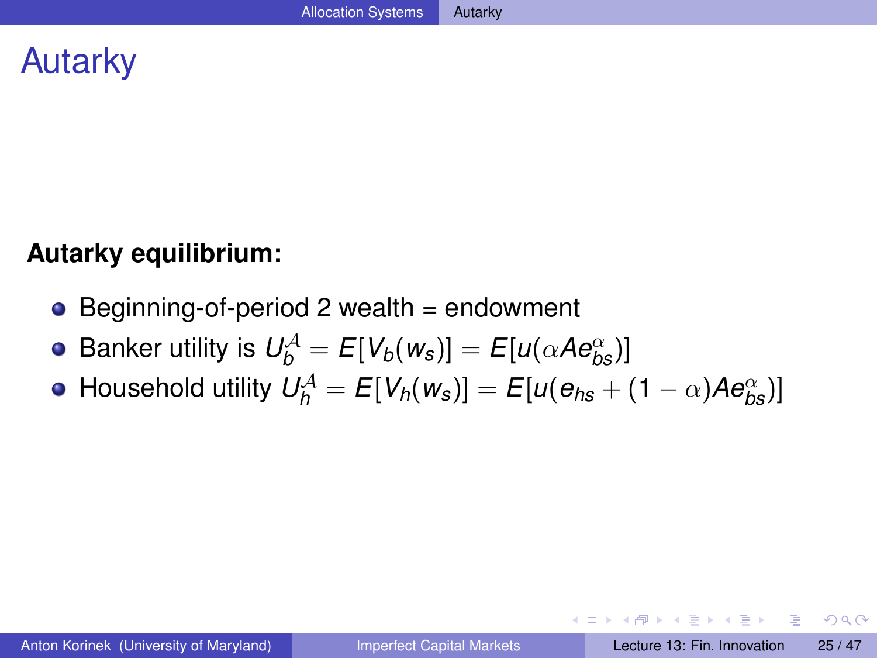# Autarky

**Autarky equilibrium:**

- Beginning-of-period 2 wealth = endowment
- Banker utility is $U_b^{\mathcal{A}} = E[V_b(w_s)] = E[u(\alpha A e_{bs}^{\alpha})]$
- Household utility $U_h^{\mathcal{A}} = E[V_h(w_s)] = E[u(e_{hs} + (1-\alpha) A e_{bs}^{\alpha})]$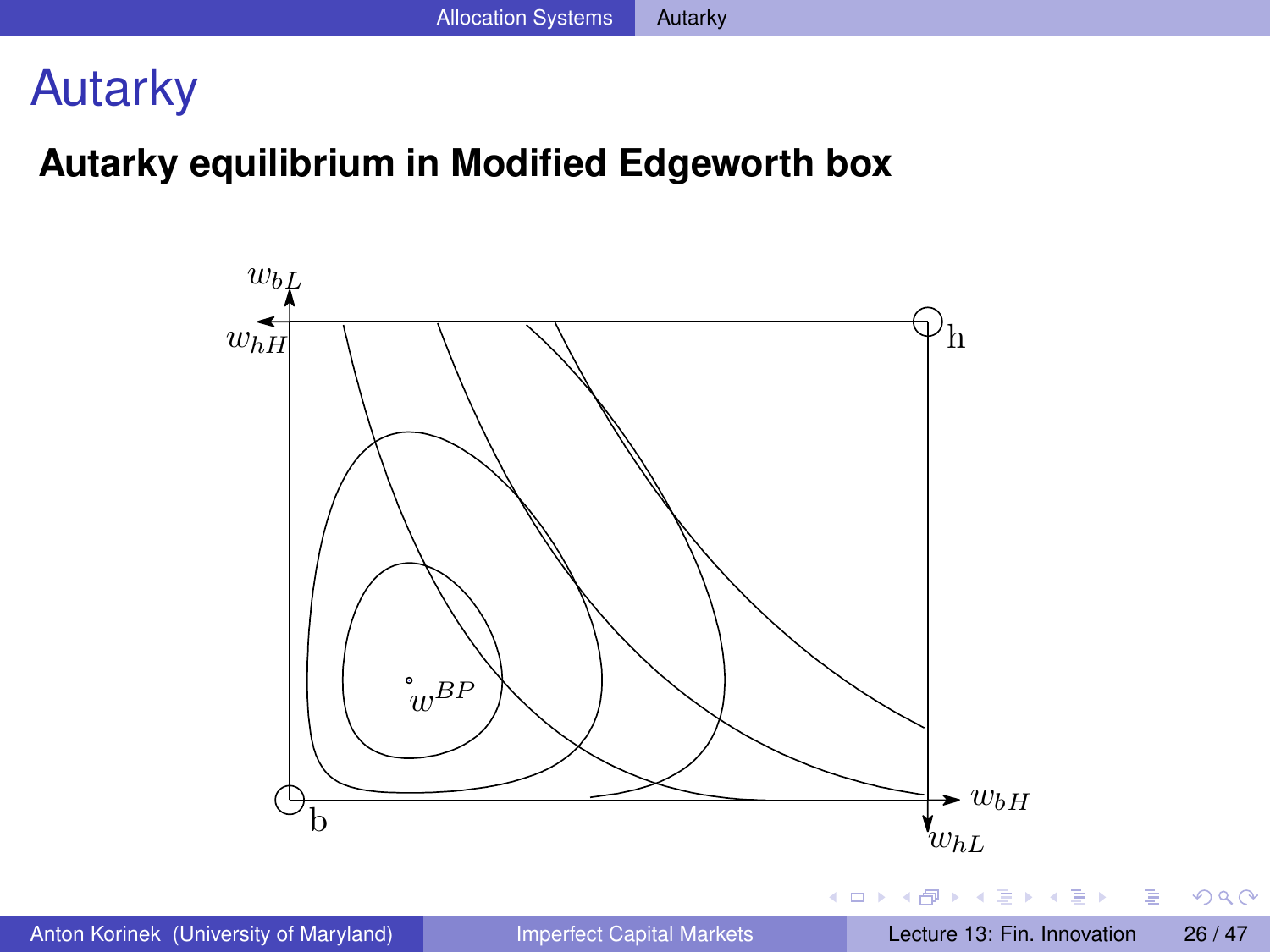# Autarky

## Autarky equilibrium in Modified Edgeworth box

$w_{bL}$

$w_{hH}$

h

$w^{BP}$

b

$w_{bH}$

$w_{hL}$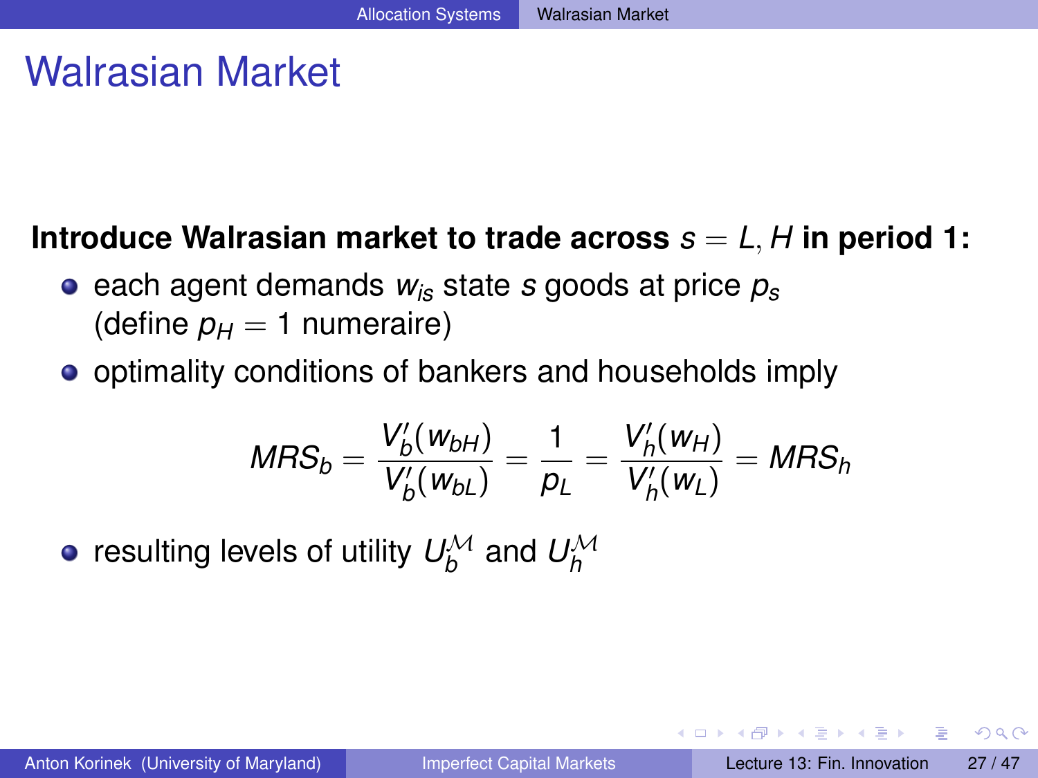# Walrasian Market

**Introduce Walrasian market to trade across $s = L, H$ in period 1:**

- each agent demands $w_{is}$ state $s$ goods at price $p_s$ (define $p_H = 1$ numeraire)
- optimality conditions of bankers and households imply

$$MRS_b = \frac{V_b'(w_{bH})}{V_b'(w_{bL})} = \frac{1}{p_L} = \frac{V_h'(w_H)}{V_h'(w_L)} = MRS_h$$

- resulting levels of utility $U_b^{\mathcal{M}}$ and $U_h^{\mathcal{M}}$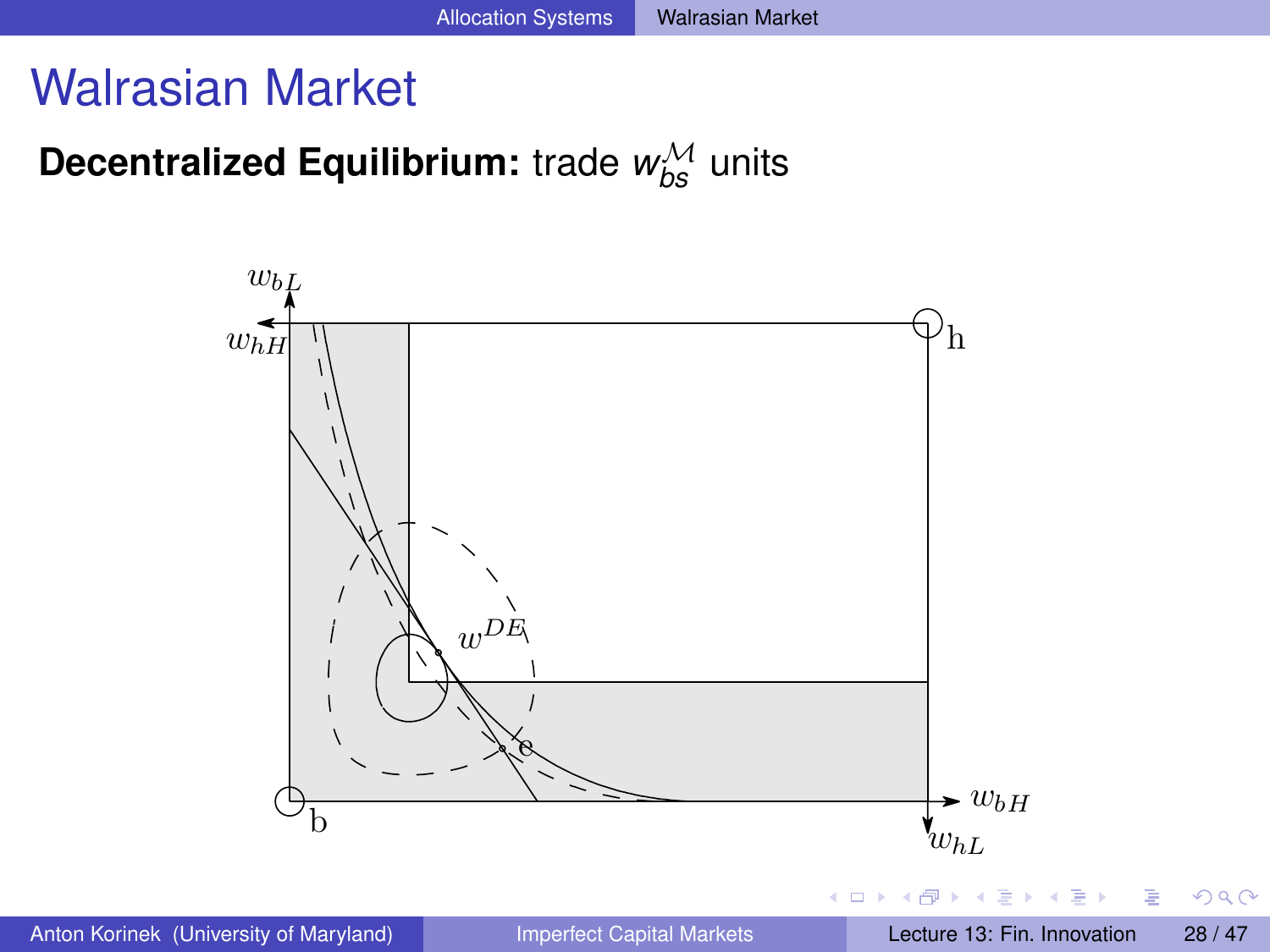# Walrasian Market

**Decentralized Equilibrium:** trade $w_{bs}^{\mathcal{M}}$ units

$w_{bL}$

$w_{hH}$

h

$w^{DE}$

e

b

$w_{bH}$

$w_{hL}$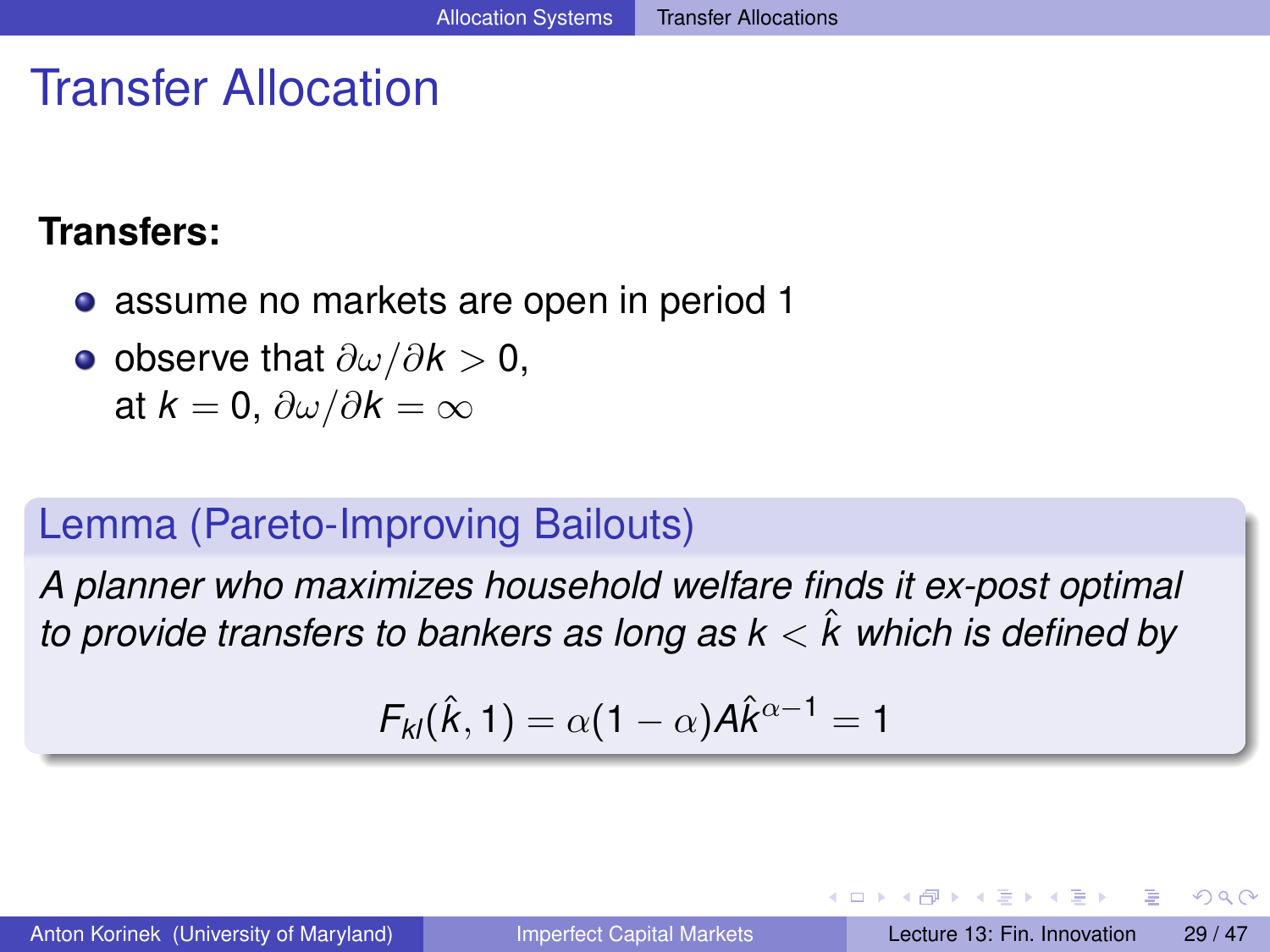# Transfer Allocation

**Transfers:**

- assume no markets are open in period 1
- observe that $\partial\omega/\partial k > 0$,
  at $k = 0$, $\partial\omega/\partial k = \infty$

### Lemma (Pareto-Improving Bailouts)

*A planner who maximizes household welfare finds it ex-post optimal to provide transfers to bankers as long as $k < \hat{k}$ which is defined by*

$$F_{kl}(\hat{k}, 1) = \alpha(1 - \alpha)A\hat{k}^{\alpha - 1} = 1$$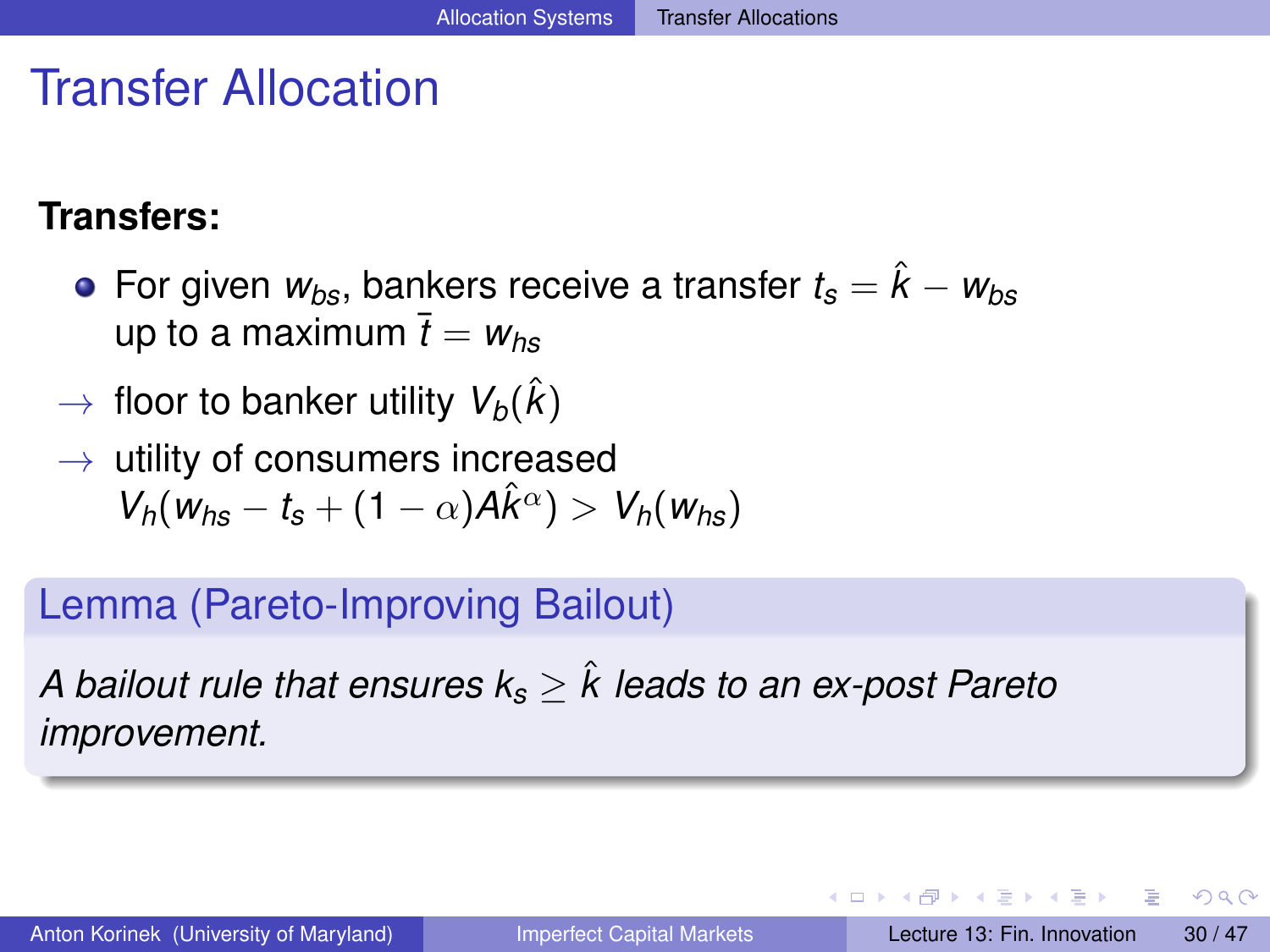# Transfer Allocation

**Transfers:**

- For given $w_{bs}$, bankers receive a transfer $t_s = \hat{k} - w_{bs}$ up to a maximum $\bar{t} = w_{hs}$

$\rightarrow$ floor to banker utility $V_b(\hat{k})$

$\rightarrow$ utility of consumers increased $V_h(w_{hs} - t_s + (1-\alpha)A\hat{k}^{\alpha}) > V_h(w_{hs})$

**Lemma (Pareto-Improving Bailout)**

*A bailout rule that ensures $k_s \geq \hat{k}$ leads to an ex-post Pareto improvement.*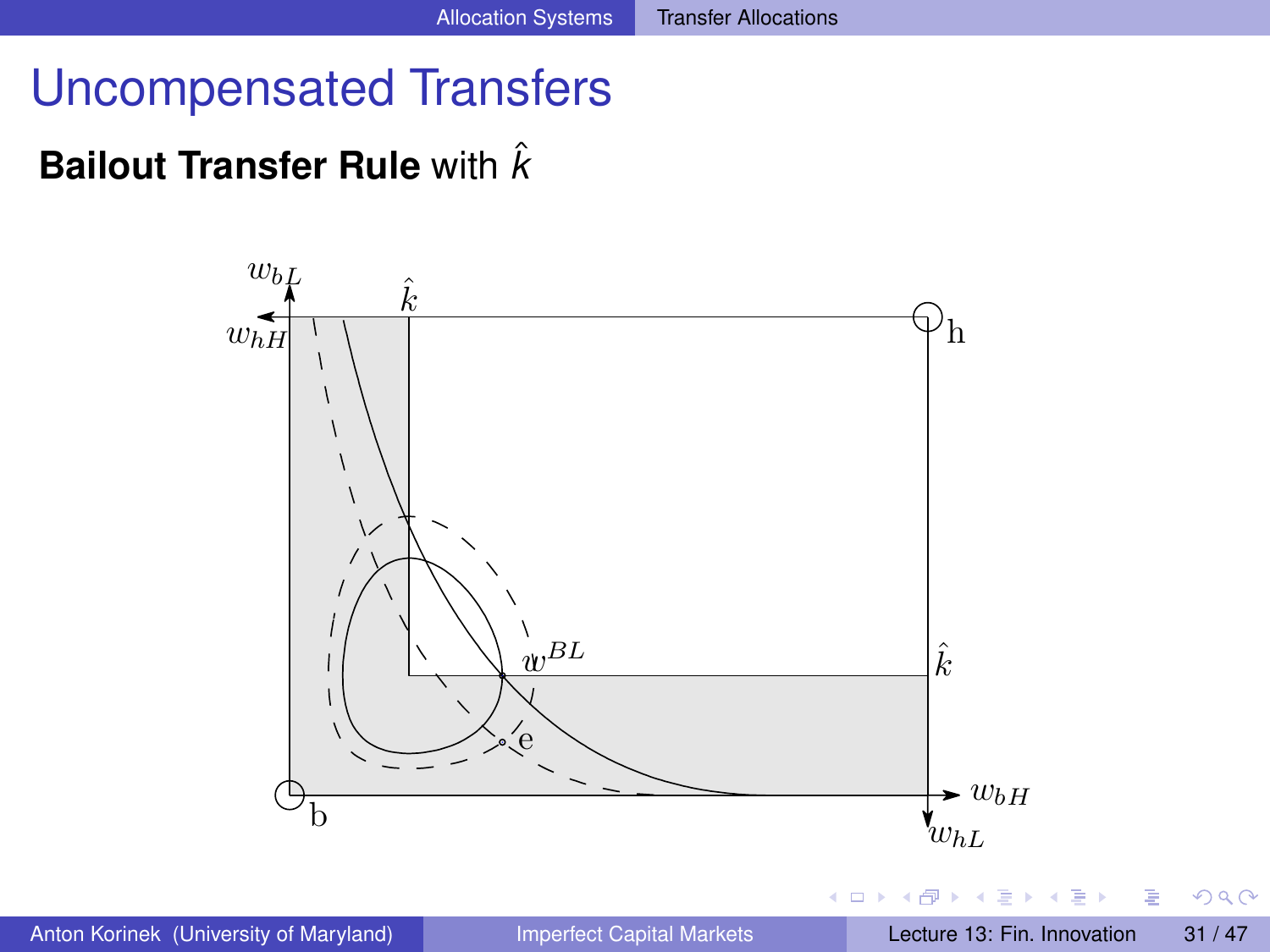# Uncompensated Transfers

**Bailout Transfer Rule** with $\hat{k}$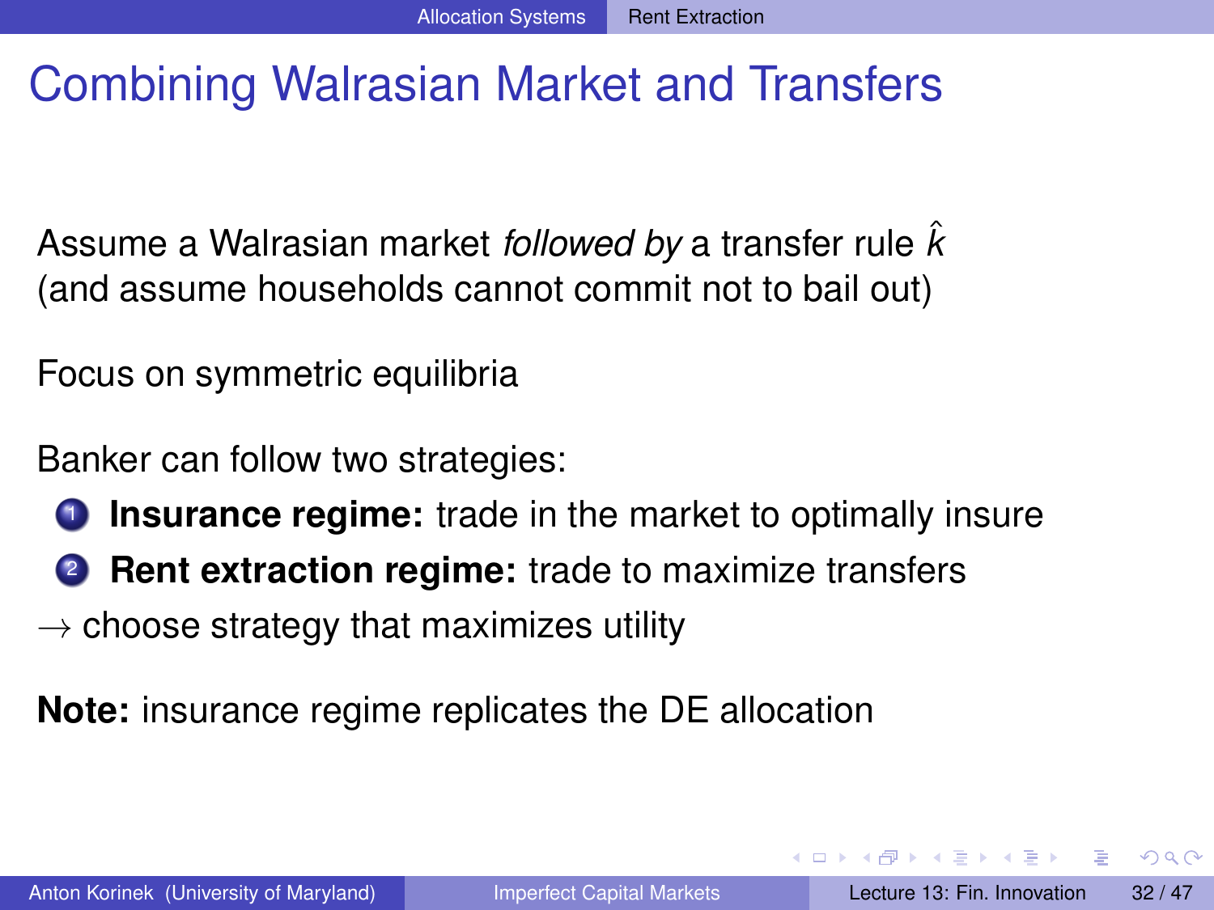# Combining Walrasian Market and Transfers

Assume a Walrasian market *followed by* a transfer rule $\hat{k}$ (and assume households cannot commit not to bail out)

Focus on symmetric equilibria

Banker can follow two strategies:

1. **Insurance regime:** trade in the market to optimally insure
2. **Rent extraction regime:** trade to maximize transfers

$\rightarrow$ choose strategy that maximizes utility

**Note:** insurance regime replicates the DE allocation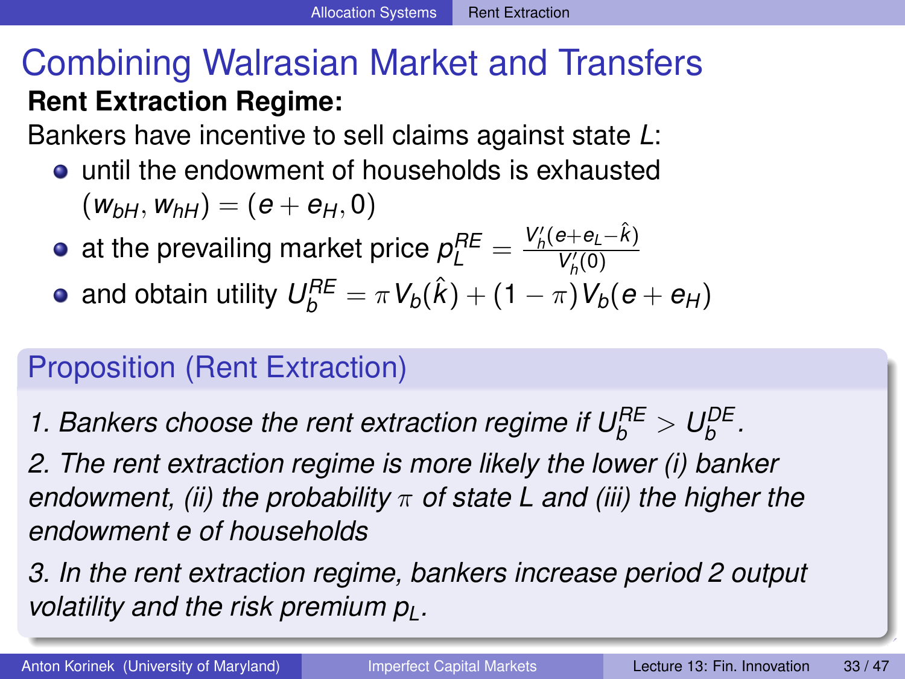# Combining Walrasian Market and Transfers

**Rent Extraction Regime:**

Bankers have incentive to sell claims against state $L$:

- until the endowment of households is exhausted $(w_{bH}, w_{hH}) = (e + e_H, 0)$
- at the prevailing market price $p_L^{RE} = \frac{V_h'(e+e_L-\hat{k})}{V_h'(0)}$
- and obtain utility $U_b^{RE} = \pi V_b(\hat{k}) + (1-\pi) V_b(e + e_H)$

## Proposition (Rent Extraction)

*1. Bankers choose the rent extraction regime if $U_b^{RE} > U_b^{DE}$.*

*2. The rent extraction regime is more likely the lower (i) banker endowment, (ii) the probability $\pi$ of state L and (iii) the higher the endowment e of households*

*3. In the rent extraction regime, bankers increase period 2 output volatility and the risk premium $p_L$.*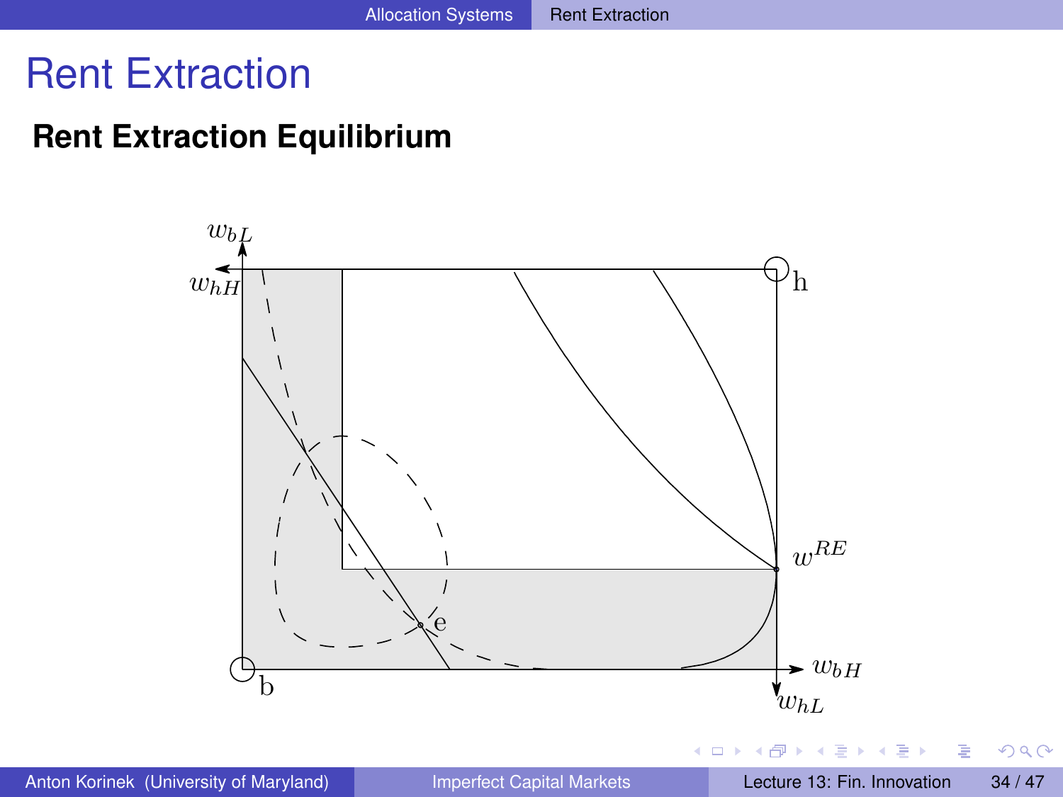# Rent Extraction

**Rent Extraction Equilibrium**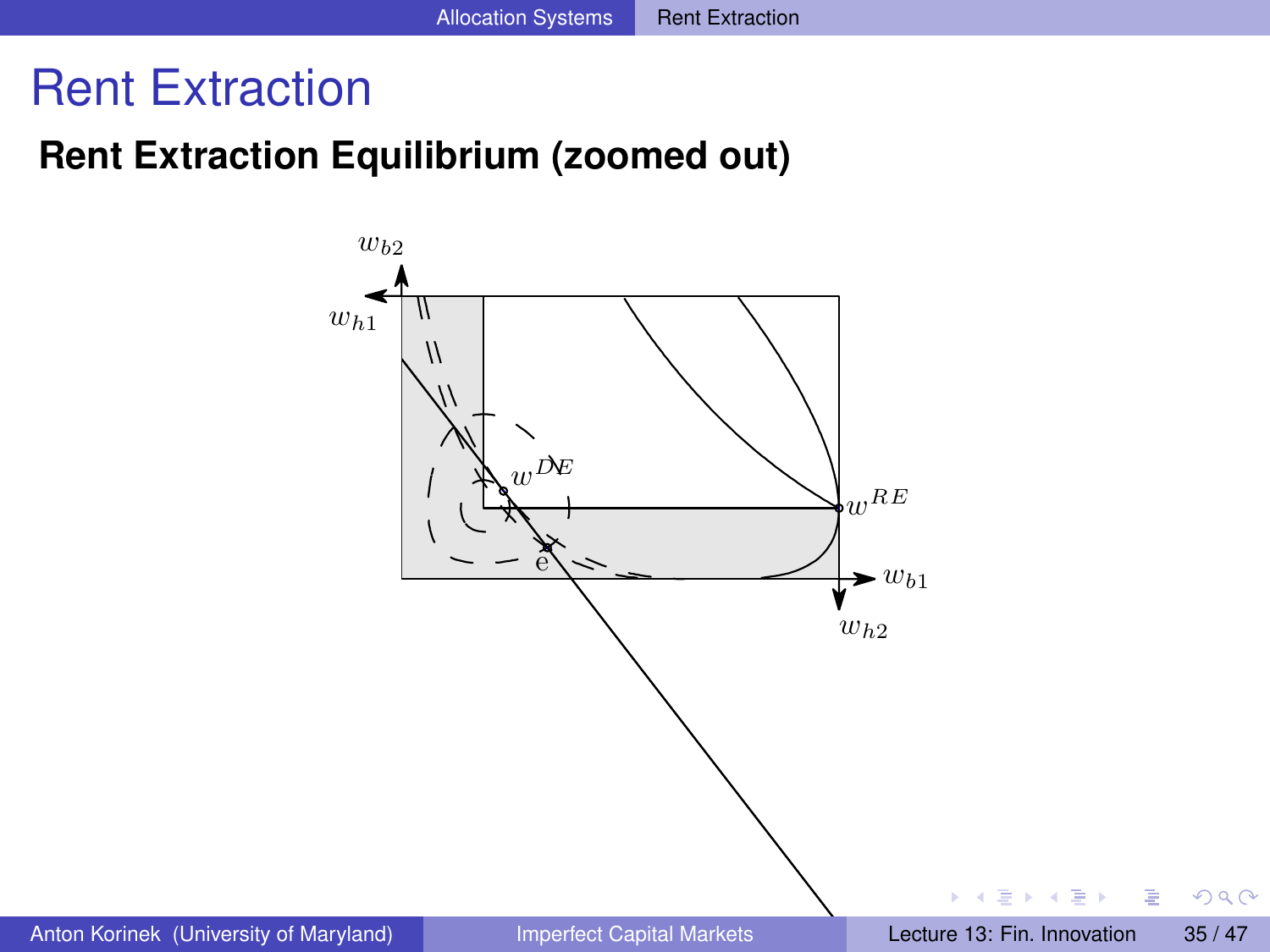# Rent Extraction

**Rent Extraction Equilibrium (zoomed out)**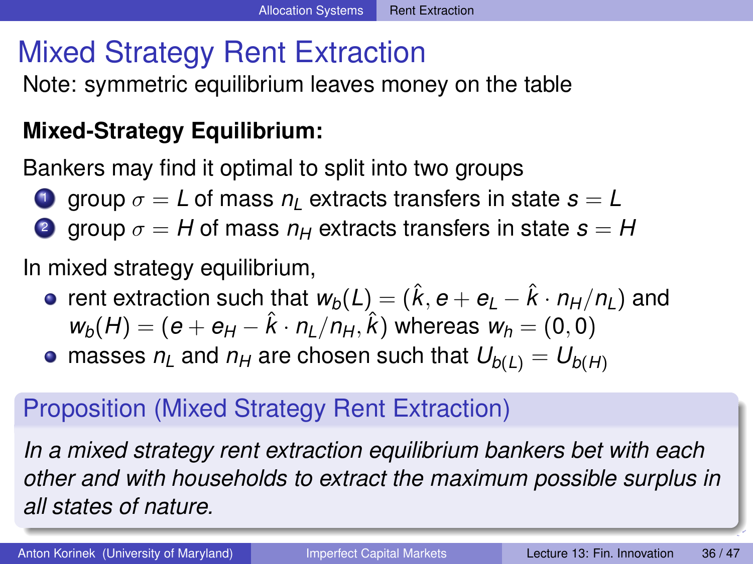# Mixed Strategy Rent Extraction

Note: symmetric equilibrium leaves money on the table

**Mixed-Strategy Equilibrium:**

Bankers may find it optimal to split into two groups

1. group $\sigma = L$ of mass $n_L$ extracts transfers in state $s = L$
2. group $\sigma = H$ of mass $n_H$ extracts transfers in state $s = H$

In mixed strategy equilibrium,

- rent extraction such that $w_b(L) = (\hat{k}, e + e_L - \hat{k} \cdot n_H/n_L)$ and $w_b(H) = (e + e_H - \hat{k} \cdot n_L/n_H, \hat{k})$ whereas $w_h = (0, 0)$
- masses $n_L$ and $n_H$ are chosen such that $U_{b(L)} = U_{b(H)}$

## Proposition (Mixed Strategy Rent Extraction)

*In a mixed strategy rent extraction equilibrium bankers bet with each other and with households to extract the maximum possible surplus in all states of nature.*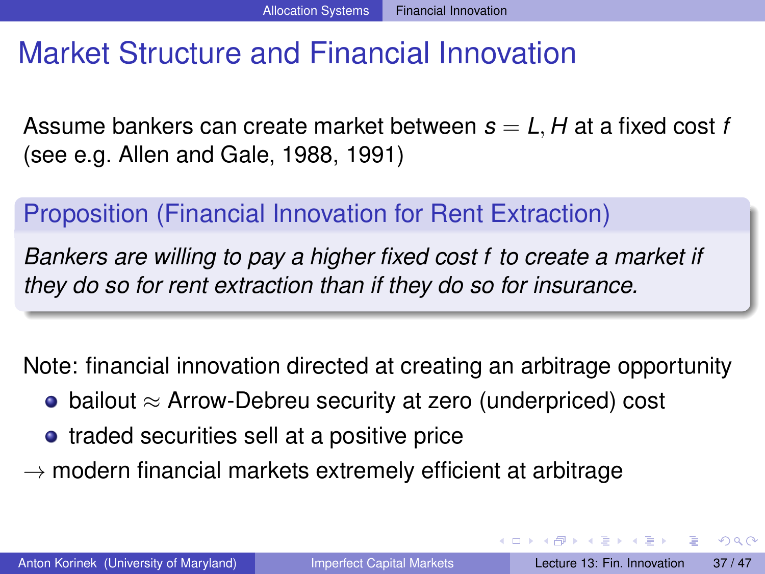# Market Structure and Financial Innovation

Assume bankers can create market between $s = L, H$ at a fixed cost $f$ (see e.g. Allen and Gale, 1988, 1991)

**Proposition (Financial Innovation for Rent Extraction)**

*Bankers are willing to pay a higher fixed cost $f$ to create a market if they do so for rent extraction than if they do so for insurance.*

Note: financial innovation directed at creating an arbitrage opportunity

- bailout $\approx$ Arrow-Debreu security at zero (underpriced) cost
- traded securities sell at a positive price

$\rightarrow$ modern financial markets extremely efficient at arbitrage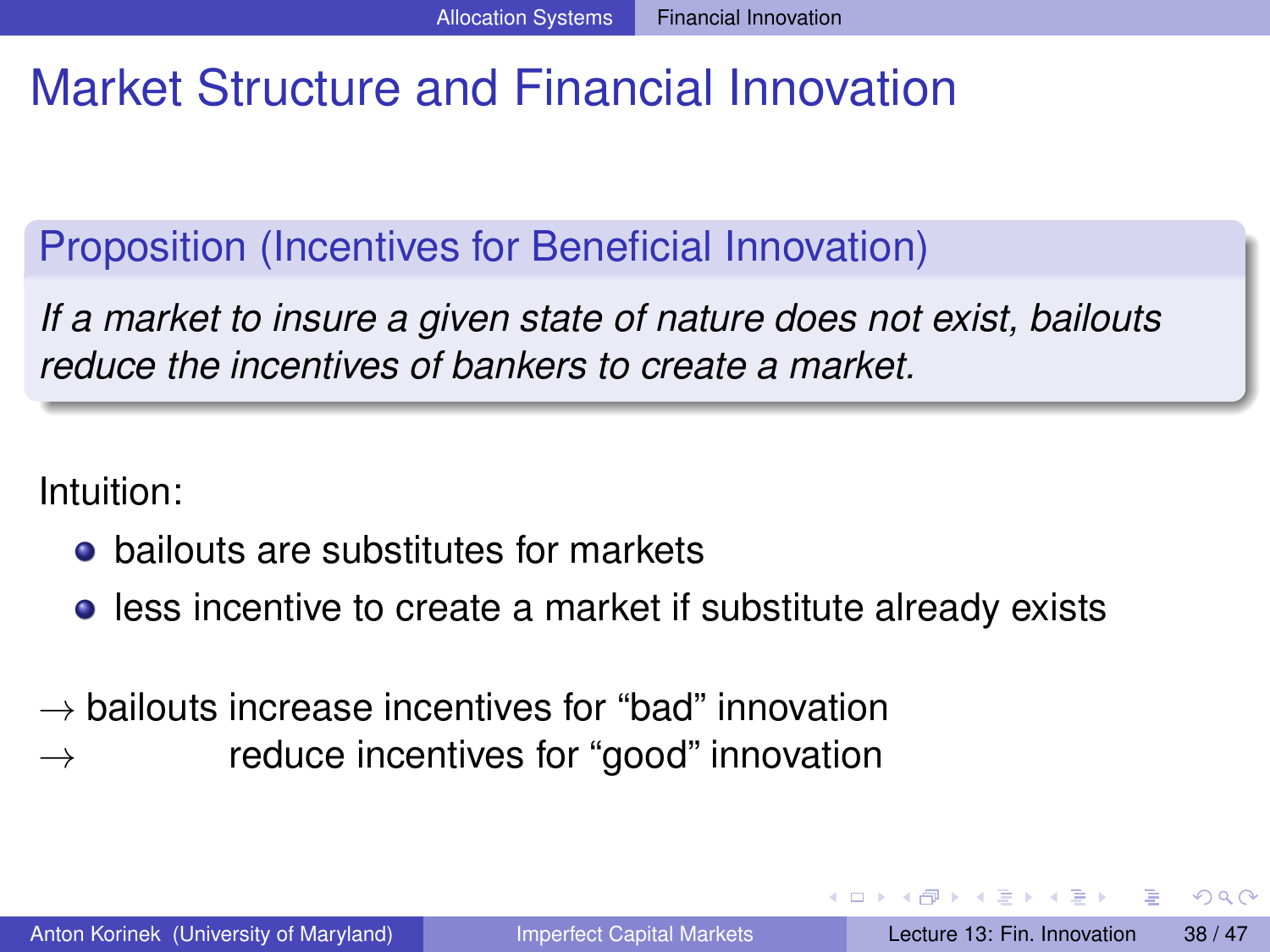# Market Structure and Financial Innovation

**Proposition (Incentives for Beneficial Innovation)**

*If a market to insure a given state of nature does not exist, bailouts reduce the incentives of bankers to create a market.*

Intuition:

- bailouts are substitutes for markets
- less incentive to create a market if substitute already exists

$\rightarrow$ bailouts increase incentives for "bad" innovation
$\rightarrow$ reduce incentives for "good" innovation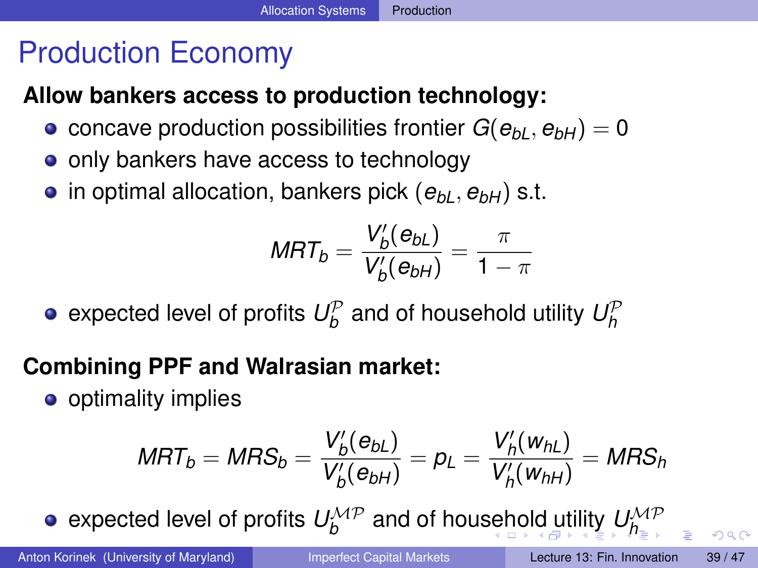# Production Economy

**Allow bankers access to production technology:**

- concave production possibilities frontier $G(e_{bL}, e_{bH}) = 0$
- only bankers have access to technology
- in optimal allocation, bankers pick $(e_{bL}, e_{bH})$ s.t.

$$MRT_b = \frac{V_b'(e_{bL})}{V_b'(e_{bH})} = \frac{\pi}{1-\pi}$$

- expected level of profits $U_b^{\mathcal{P}}$ and of household utility $U_h^{\mathcal{P}}$

**Combining PPF and Walrasian market:**

- optimality implies

$$MRT_b = MRS_b = \frac{V_b'(e_{bL})}{V_b'(e_{bH})} = p_L = \frac{V_h'(w_{hL})}{V_h'(w_{hH})} = MRS_h$$

- expected level of profits $U_b^{\mathcal{MP}}$ and of household utility $U_h^{\mathcal{MP}}$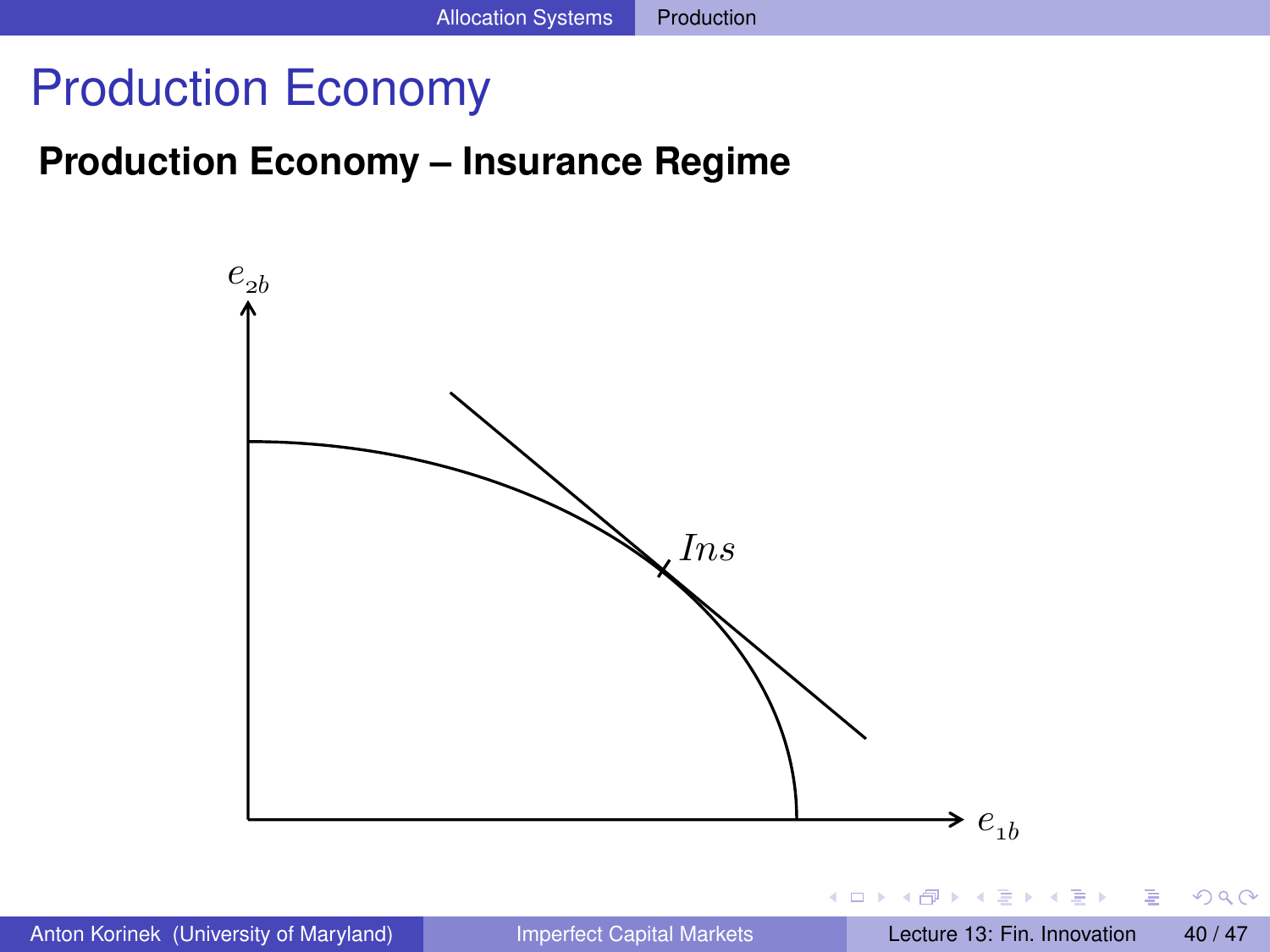# Production Economy

## Production Economy – Insurance Regime

$e_{2b}$

$Ins$

$e_{1b}$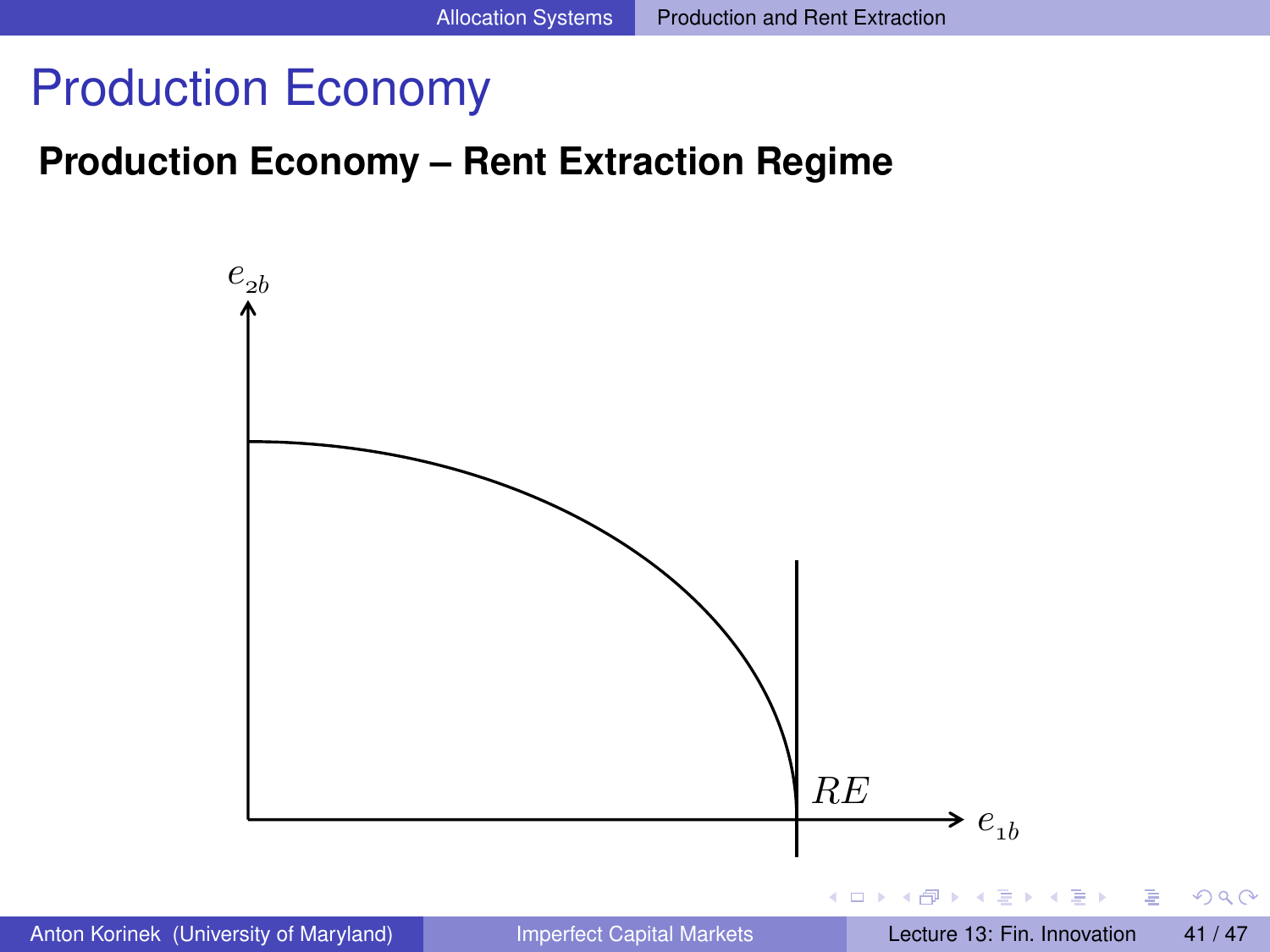# Production Economy

## Production Economy – Rent Extraction Regime

$e_{2b}$

$RE$

$e_{1b}$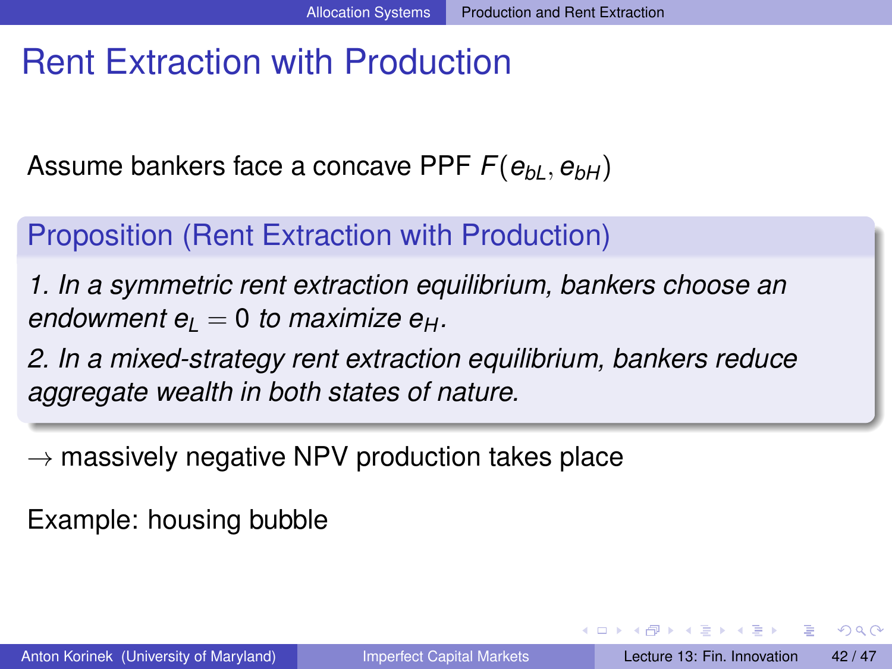# Rent Extraction with Production

Assume bankers face a concave PPF $F(e_{bL}, e_{bH})$

### Proposition (Rent Extraction with Production)

*1. In a symmetric rent extraction equilibrium, bankers choose an endowment $e_L = 0$ to maximize $e_H$.*

*2. In a mixed-strategy rent extraction equilibrium, bankers reduce aggregate wealth in both states of nature.*

$\rightarrow$ massively negative NPV production takes place

Example: housing bubble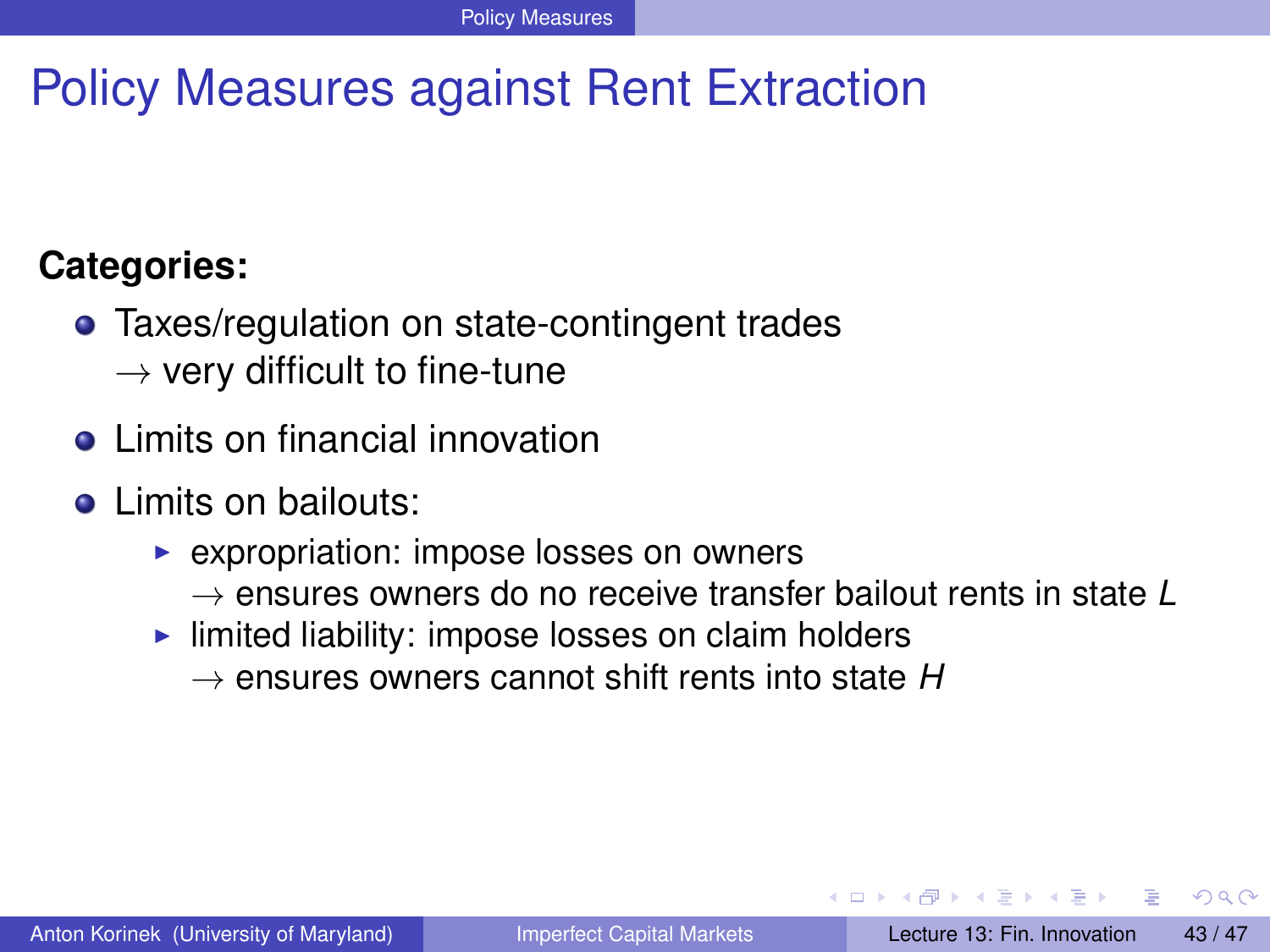# Policy Measures against Rent Extraction

**Categories:**

- Taxes/regulation on state-contingent trades
  $\rightarrow$ very difficult to fine-tune
- Limits on financial innovation
- Limits on bailouts:
  - expropriation: impose losses on owners
    $\rightarrow$ ensures owners do no receive transfer bailout rents in state $L$
  - limited liability: impose losses on claim holders
    $\rightarrow$ ensures owners cannot shift rents into state $H$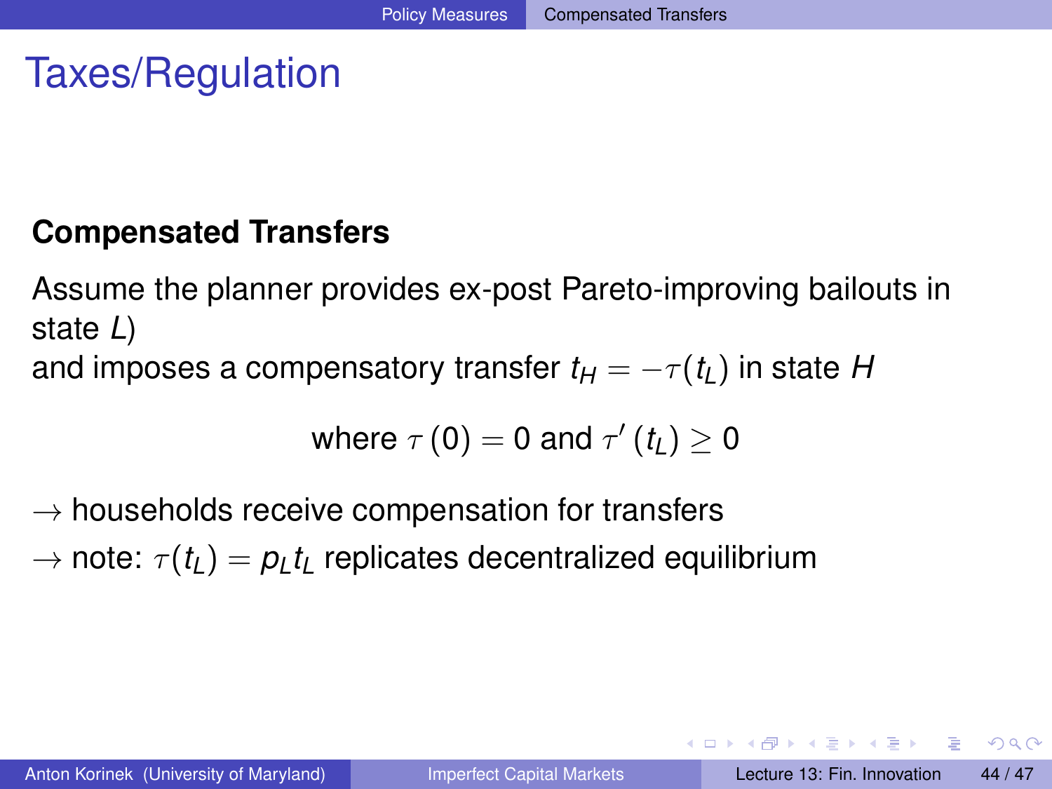# Taxes/Regulation

**Compensated Transfers**

Assume the planner provides ex-post Pareto-improving bailouts in state $L$)
and imposes a compensatory transfer $t_H = -\tau(t_L)$ in state $H$

$$\text{where } \tau(0) = 0 \text{ and } \tau'(t_L) \geq 0$$

$\rightarrow$ households receive compensation for transfers

$\rightarrow$ note: $\tau(t_L) = p_L t_L$ replicates decentralized equilibrium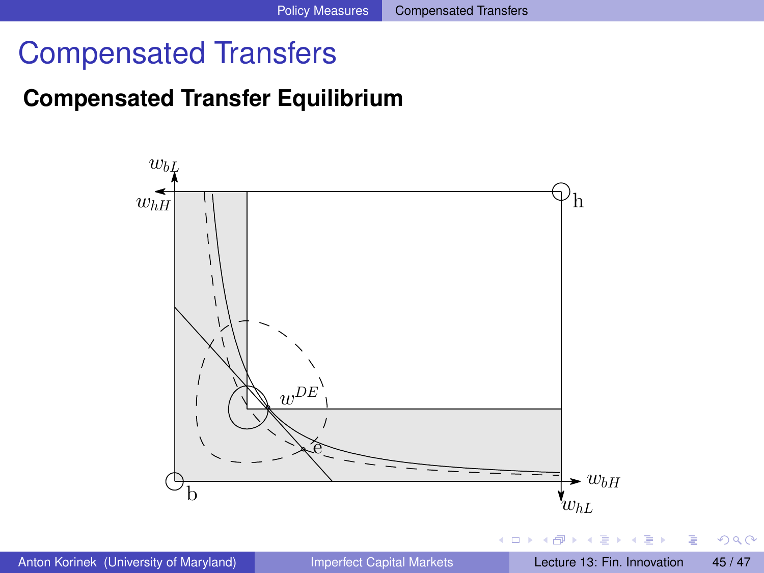# Compensated Transfers

## Compensated Transfer Equilibrium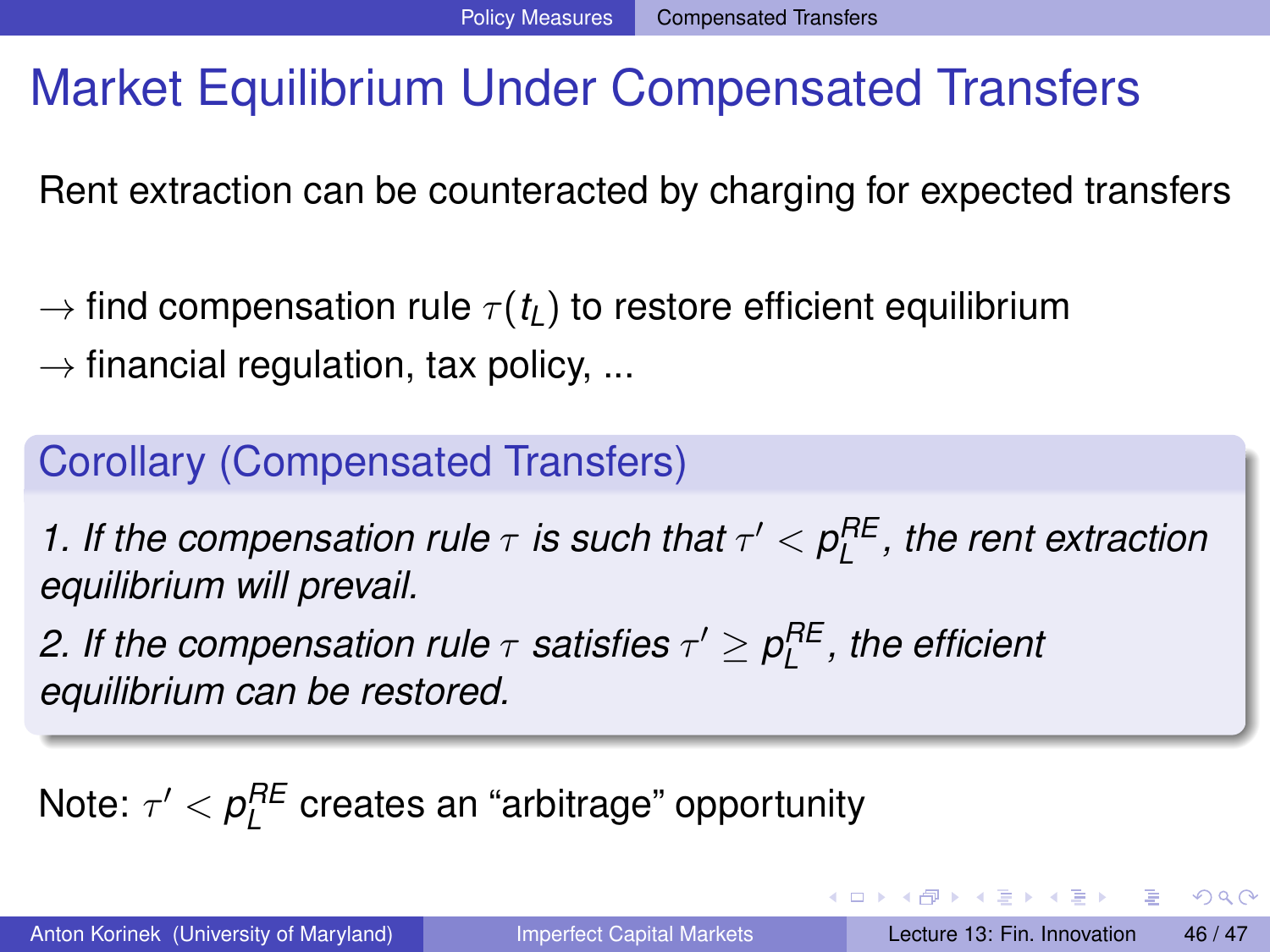# Market Equilibrium Under Compensated Transfers

Rent extraction can be counteracted by charging for expected transfers

$\rightarrow$ find compensation rule $\tau(t_L)$ to restore efficient equilibrium

$\rightarrow$ financial regulation, tax policy, ...

**Corollary (Compensated Transfers)**

*1. If the compensation rule $\tau$ is such that $\tau' < p_L^{RE}$, the rent extraction equilibrium will prevail.*

*2. If the compensation rule $\tau$ satisfies $\tau' \geq p_L^{RE}$, the efficient equilibrium can be restored.*

Note: $\tau' < p_L^{RE}$ creates an "arbitrage" opportunity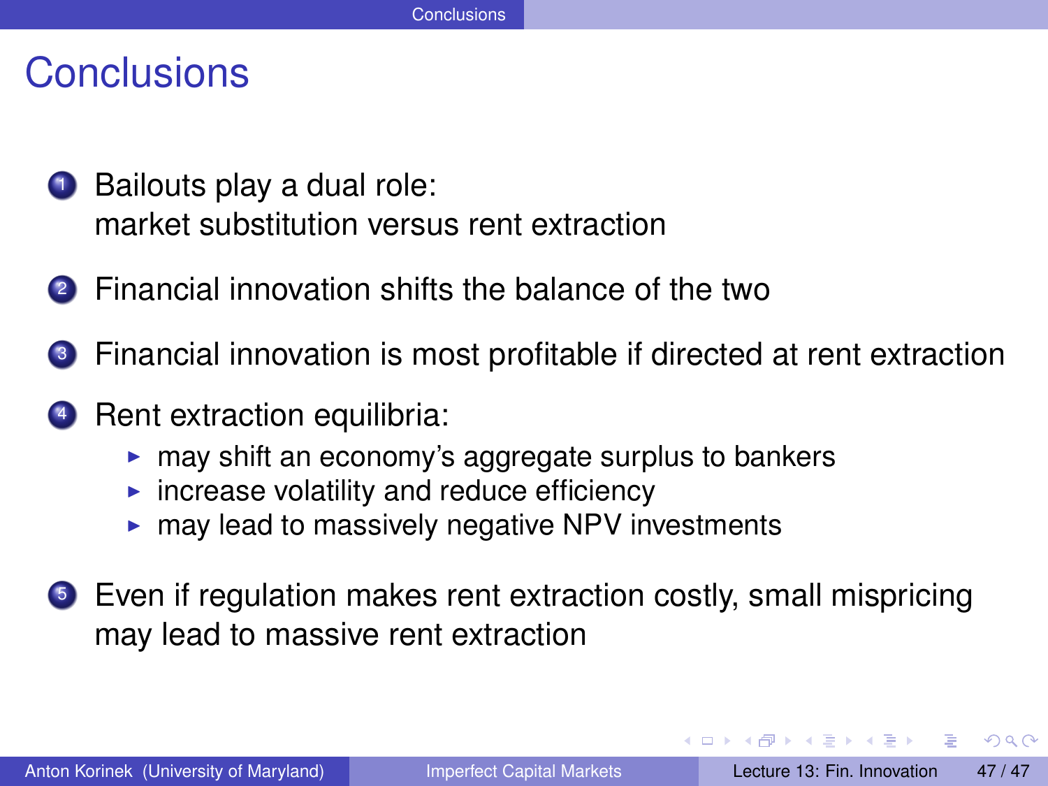# Conclusions

1. Bailouts play a dual role:
   market substitution versus rent extraction

2. Financial innovation shifts the balance of the two

3. Financial innovation is most profitable if directed at rent extraction

4. Rent extraction equilibria:
   - may shift an economy's aggregate surplus to bankers
   - increase volatility and reduce efficiency
   - may lead to massively negative NPV investments

5. Even if regulation makes rent extraction costly, small mispricing may lead to massive rent extraction